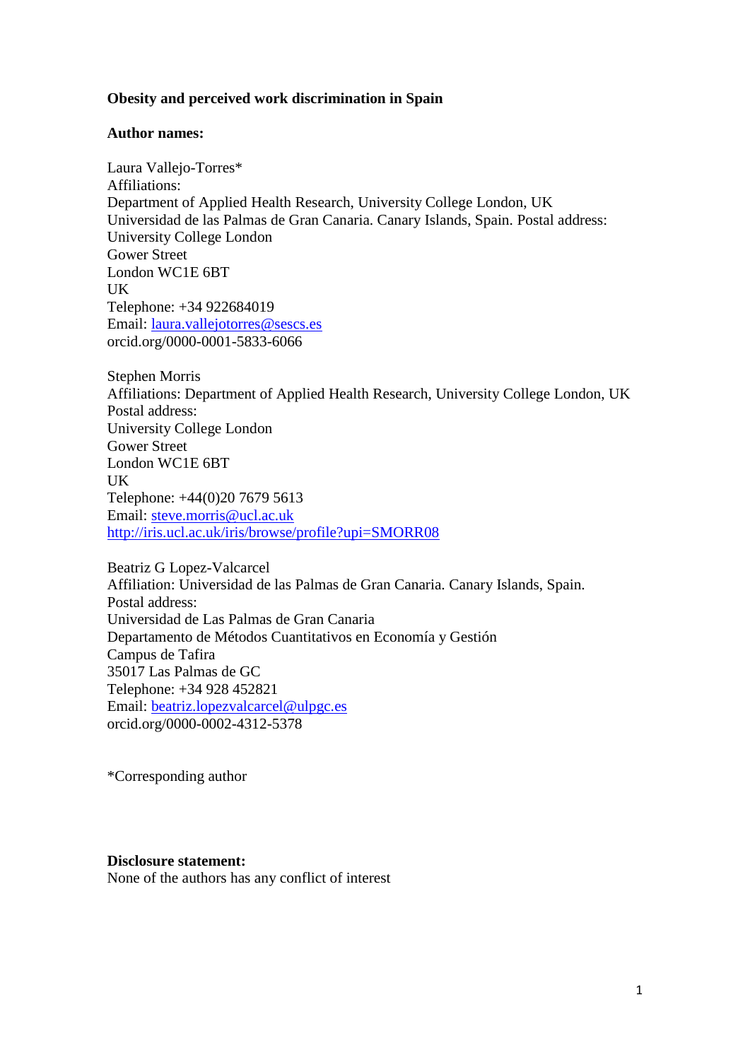**Obesity and perceived work discrimination in Spain**

**Author names:**

Laura Vallejo-Torres*
Affiliations:
Department of Applied Health Research, University College London, UK
Universidad de las Palmas de Gran Canaria. Canary Islands, Spain. Postal address:
University College London
Gower Street
London WC1E 6BT
UK
Telephone: +34 922684019
Email: laura.vallejotorres@sescs.es
orcid.org/0000-0001-5833-6066

Stephen Morris
Affiliations: Department of Applied Health Research, University College London, UK
Postal address:
University College London
Gower Street
London WC1E 6BT
UK
Telephone: +44(0)20 7679 5613
Email: steve.morris@ucl.ac.uk
http://iris.ucl.ac.uk/iris/browse/profile?upi=SMORR08

Beatriz G Lopez-Valcarcel
Affiliation: Universidad de las Palmas de Gran Canaria. Canary Islands, Spain.
Postal address:
Universidad de Las Palmas de Gran Canaria
Departamento de Métodos Cuantitativos en Economía y Gestión
Campus de Tafira
35017 Las Palmas de GC
Telephone: +34 928 452821
Email: beatriz.lopezvalcarcel@ulpgc.es
orcid.org/0000-0002-4312-5378

*Corresponding author

**Disclosure statement:**
None of the authors has any conflict of interest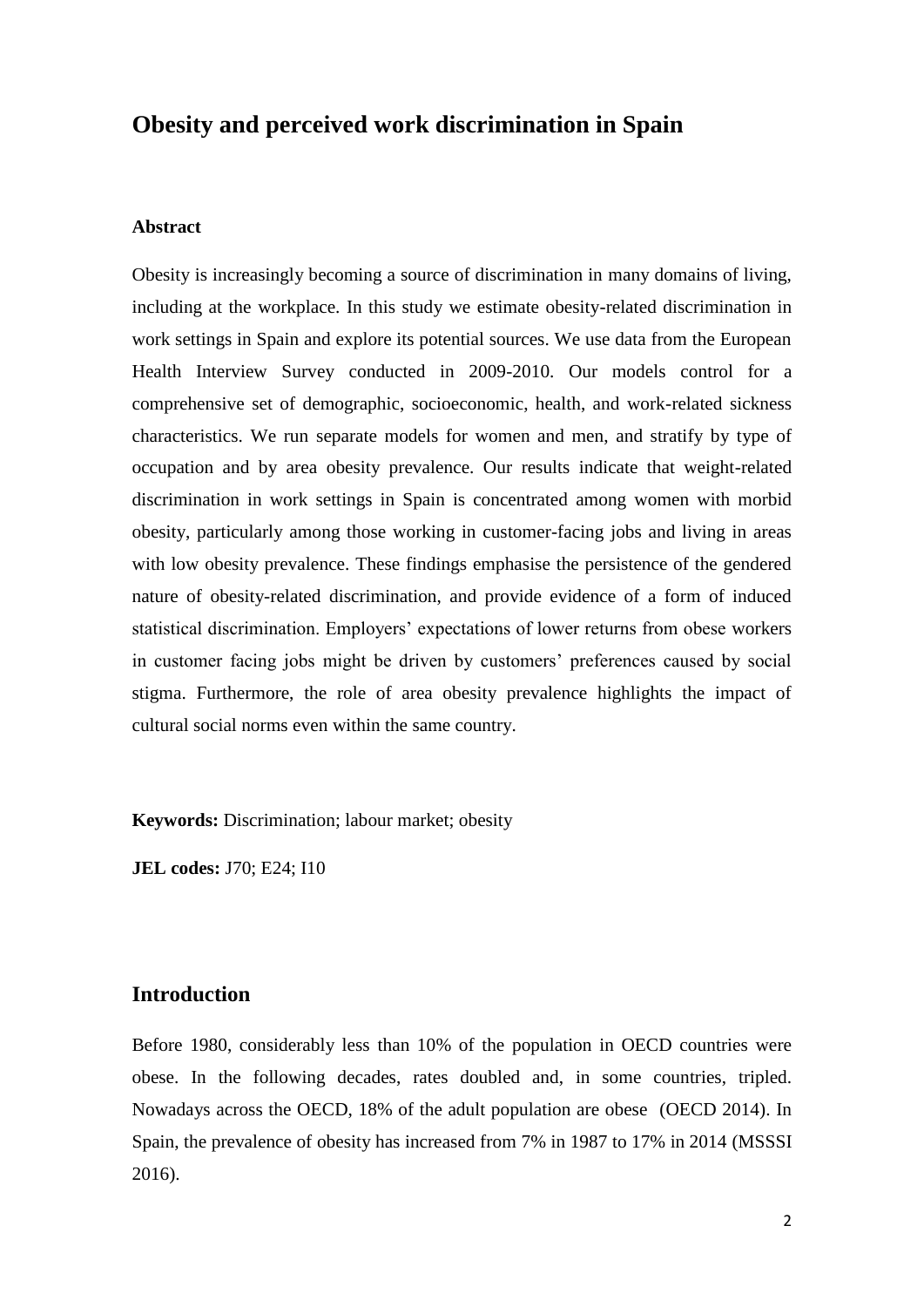# Obesity and perceived work discrimination in Spain

### Abstract

Obesity is increasingly becoming a source of discrimination in many domains of living, including at the workplace. In this study we estimate obesity-related discrimination in work settings in Spain and explore its potential sources. We use data from the European Health Interview Survey conducted in 2009-2010. Our models control for a comprehensive set of demographic, socioeconomic, health, and work-related sickness characteristics. We run separate models for women and men, and stratify by type of occupation and by area obesity prevalence. Our results indicate that weight-related discrimination in work settings in Spain is concentrated among women with morbid obesity, particularly among those working in customer-facing jobs and living in areas with low obesity prevalence. These findings emphasise the persistence of the gendered nature of obesity-related discrimination, and provide evidence of a form of induced statistical discrimination. Employers' expectations of lower returns from obese workers in customer facing jobs might be driven by customers' preferences caused by social stigma. Furthermore, the role of area obesity prevalence highlights the impact of cultural social norms even within the same country.

**Keywords:** Discrimination; labour market; obesity

**JEL codes:** J70; E24; I10

## Introduction

Before 1980, considerably less than 10% of the population in OECD countries were obese. In the following decades, rates doubled and, in some countries, tripled. Nowadays across the OECD, 18% of the adult population are obese (OECD 2014). In Spain, the prevalence of obesity has increased from 7% in 1987 to 17% in 2014 (MSSSI 2016).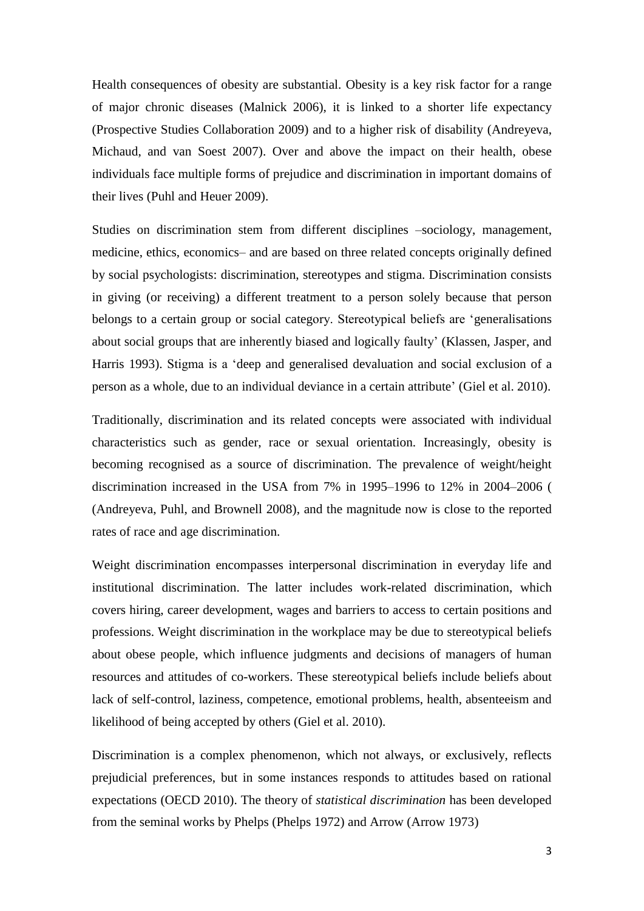Health consequences of obesity are substantial. Obesity is a key risk factor for a range of major chronic diseases (Malnick 2006), it is linked to a shorter life expectancy (Prospective Studies Collaboration 2009) and to a higher risk of disability (Andreyeva, Michaud, and van Soest 2007). Over and above the impact on their health, obese individuals face multiple forms of prejudice and discrimination in important domains of their lives (Puhl and Heuer 2009).

Studies on discrimination stem from different disciplines –sociology, management, medicine, ethics, economics– and are based on three related concepts originally defined by social psychologists: discrimination, stereotypes and stigma. Discrimination consists in giving (or receiving) a different treatment to a person solely because that person belongs to a certain group or social category. Stereotypical beliefs are 'generalisations about social groups that are inherently biased and logically faulty' (Klassen, Jasper, and Harris 1993). Stigma is a 'deep and generalised devaluation and social exclusion of a person as a whole, due to an individual deviance in a certain attribute' (Giel et al. 2010).

Traditionally, discrimination and its related concepts were associated with individual characteristics such as gender, race or sexual orientation. Increasingly, obesity is becoming recognised as a source of discrimination. The prevalence of weight/height discrimination increased in the USA from 7% in 1995–1996 to 12% in 2004–2006 ( (Andreyeva, Puhl, and Brownell 2008), and the magnitude now is close to the reported rates of race and age discrimination.

Weight discrimination encompasses interpersonal discrimination in everyday life and institutional discrimination. The latter includes work-related discrimination, which covers hiring, career development, wages and barriers to access to certain positions and professions. Weight discrimination in the workplace may be due to stereotypical beliefs about obese people, which influence judgments and decisions of managers of human resources and attitudes of co-workers. These stereotypical beliefs include beliefs about lack of self-control, laziness, competence, emotional problems, health, absenteeism and likelihood of being accepted by others (Giel et al. 2010).

Discrimination is a complex phenomenon, which not always, or exclusively, reflects prejudicial preferences, but in some instances responds to attitudes based on rational expectations (OECD 2010). The theory of *statistical discrimination* has been developed from the seminal works by Phelps (Phelps 1972) and Arrow (Arrow 1973)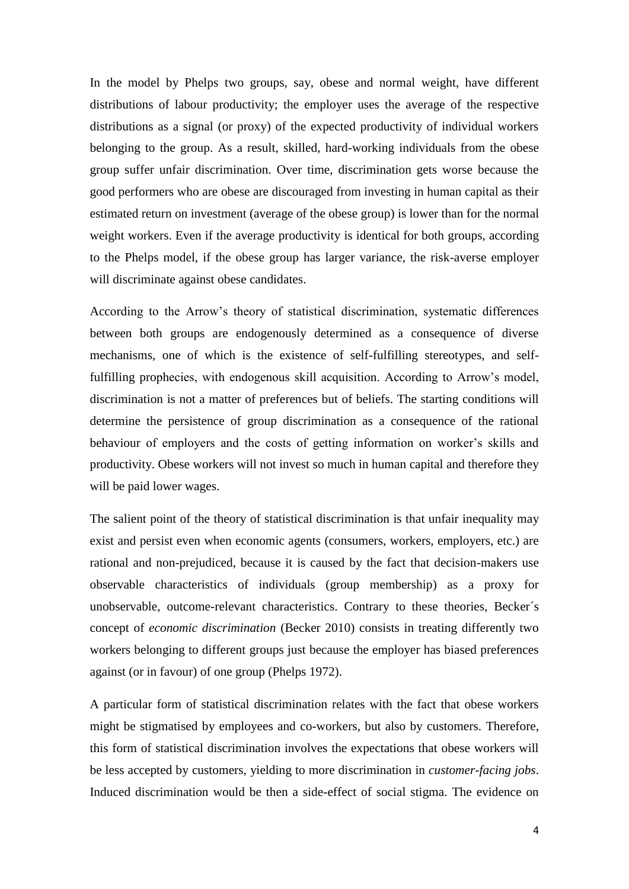In the model by Phelps two groups, say, obese and normal weight, have different distributions of labour productivity; the employer uses the average of the respective distributions as a signal (or proxy) of the expected productivity of individual workers belonging to the group. As a result, skilled, hard-working individuals from the obese group suffer unfair discrimination. Over time, discrimination gets worse because the good performers who are obese are discouraged from investing in human capital as their estimated return on investment (average of the obese group) is lower than for the normal weight workers. Even if the average productivity is identical for both groups, according to the Phelps model, if the obese group has larger variance, the risk-averse employer will discriminate against obese candidates.

According to the Arrow's theory of statistical discrimination, systematic differences between both groups are endogenously determined as a consequence of diverse mechanisms, one of which is the existence of self-fulfilling stereotypes, and self-fulfilling prophecies, with endogenous skill acquisition. According to Arrow's model, discrimination is not a matter of preferences but of beliefs. The starting conditions will determine the persistence of group discrimination as a consequence of the rational behaviour of employers and the costs of getting information on worker's skills and productivity. Obese workers will not invest so much in human capital and therefore they will be paid lower wages.

The salient point of the theory of statistical discrimination is that unfair inequality may exist and persist even when economic agents (consumers, workers, employers, etc.) are rational and non-prejudiced, because it is caused by the fact that decision-makers use observable characteristics of individuals (group membership) as a proxy for unobservable, outcome-relevant characteristics. Contrary to these theories, Becker´s concept of *economic discrimination* (Becker 2010) consists in treating differently two workers belonging to different groups just because the employer has biased preferences against (or in favour) of one group (Phelps 1972).

A particular form of statistical discrimination relates with the fact that obese workers might be stigmatised by employees and co-workers, but also by customers. Therefore, this form of statistical discrimination involves the expectations that obese workers will be less accepted by customers, yielding to more discrimination in *customer-facing jobs*. Induced discrimination would be then a side-effect of social stigma. The evidence on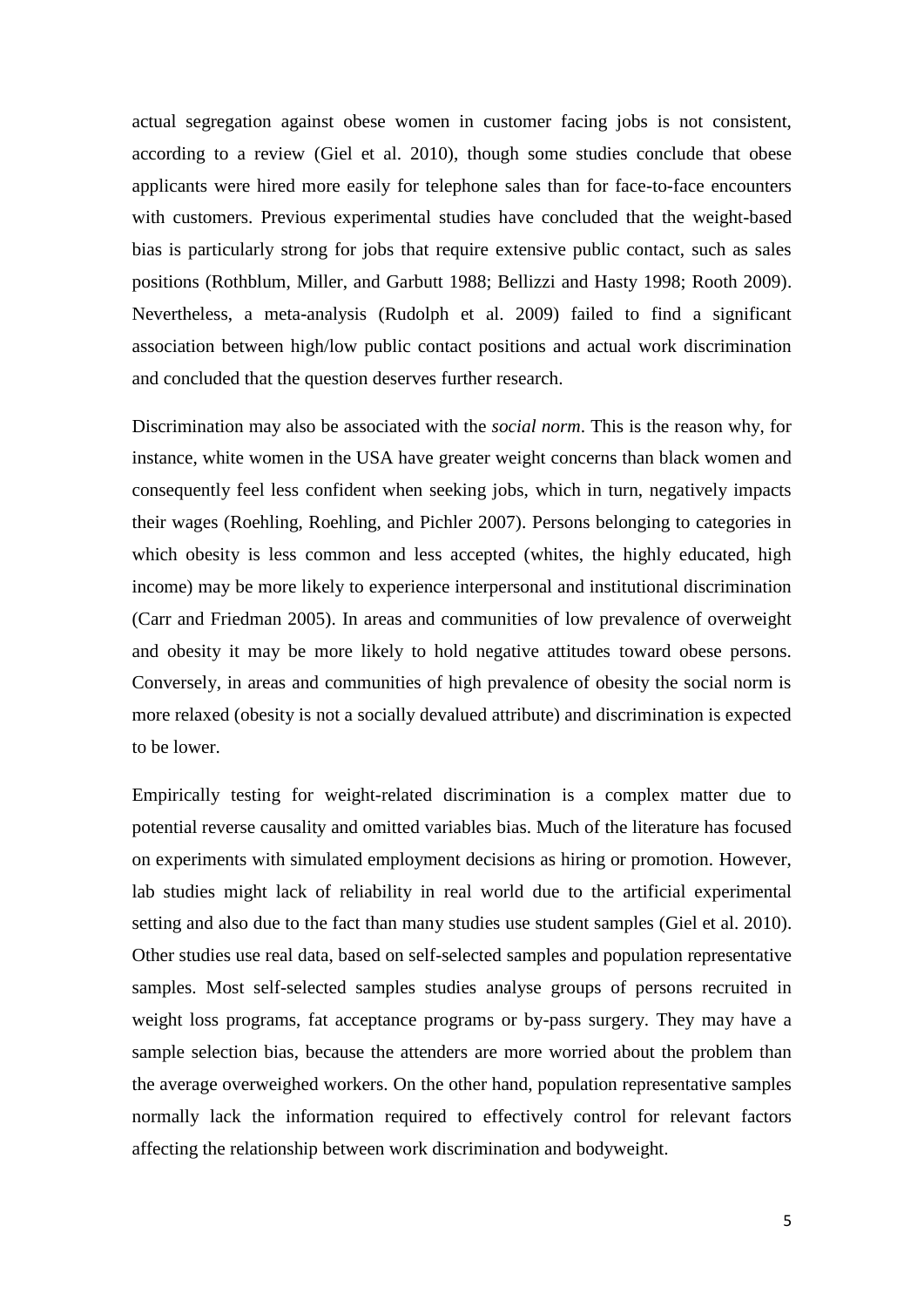actual segregation against obese women in customer facing jobs is not consistent, according to a review (Giel et al. 2010), though some studies conclude that obese applicants were hired more easily for telephone sales than for face-to-face encounters with customers. Previous experimental studies have concluded that the weight-based bias is particularly strong for jobs that require extensive public contact, such as sales positions (Rothblum, Miller, and Garbutt 1988; Bellizzi and Hasty 1998; Rooth 2009). Nevertheless, a meta-analysis (Rudolph et al. 2009) failed to find a significant association between high/low public contact positions and actual work discrimination and concluded that the question deserves further research.

Discrimination may also be associated with the *social norm*. This is the reason why, for instance, white women in the USA have greater weight concerns than black women and consequently feel less confident when seeking jobs, which in turn, negatively impacts their wages (Roehling, Roehling, and Pichler 2007). Persons belonging to categories in which obesity is less common and less accepted (whites, the highly educated, high income) may be more likely to experience interpersonal and institutional discrimination (Carr and Friedman 2005). In areas and communities of low prevalence of overweight and obesity it may be more likely to hold negative attitudes toward obese persons. Conversely, in areas and communities of high prevalence of obesity the social norm is more relaxed (obesity is not a socially devalued attribute) and discrimination is expected to be lower.

Empirically testing for weight-related discrimination is a complex matter due to potential reverse causality and omitted variables bias. Much of the literature has focused on experiments with simulated employment decisions as hiring or promotion. However, lab studies might lack of reliability in real world due to the artificial experimental setting and also due to the fact than many studies use student samples (Giel et al. 2010). Other studies use real data, based on self-selected samples and population representative samples. Most self-selected samples studies analyse groups of persons recruited in weight loss programs, fat acceptance programs or by-pass surgery. They may have a sample selection bias, because the attenders are more worried about the problem than the average overweighed workers. On the other hand, population representative samples normally lack the information required to effectively control for relevant factors affecting the relationship between work discrimination and bodyweight.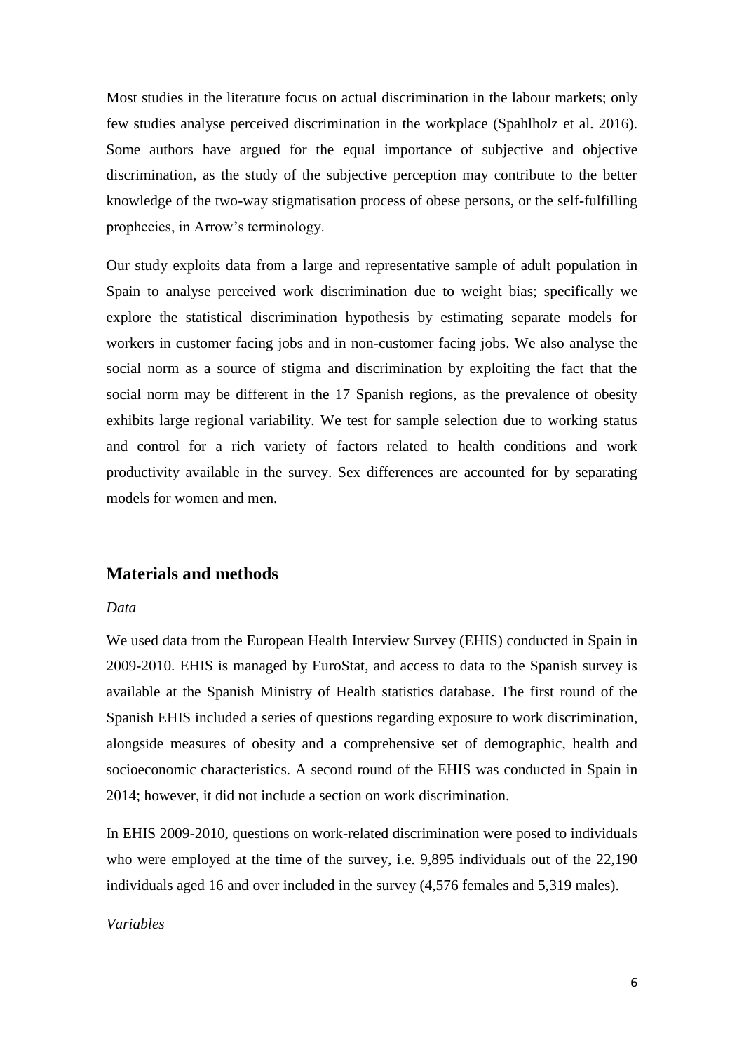Most studies in the literature focus on actual discrimination in the labour markets; only few studies analyse perceived discrimination in the workplace (Spahlholz et al. 2016). Some authors have argued for the equal importance of subjective and objective discrimination, as the study of the subjective perception may contribute to the better knowledge of the two-way stigmatisation process of obese persons, or the self-fulfilling prophecies, in Arrow's terminology.

Our study exploits data from a large and representative sample of adult population in Spain to analyse perceived work discrimination due to weight bias; specifically we explore the statistical discrimination hypothesis by estimating separate models for workers in customer facing jobs and in non-customer facing jobs. We also analyse the social norm as a source of stigma and discrimination by exploiting the fact that the social norm may be different in the 17 Spanish regions, as the prevalence of obesity exhibits large regional variability. We test for sample selection due to working status and control for a rich variety of factors related to health conditions and work productivity available in the survey. Sex differences are accounted for by separating models for women and men.

## Materials and methods

*Data*

We used data from the European Health Interview Survey (EHIS) conducted in Spain in 2009-2010. EHIS is managed by EuroStat, and access to data to the Spanish survey is available at the Spanish Ministry of Health statistics database. The first round of the Spanish EHIS included a series of questions regarding exposure to work discrimination, alongside measures of obesity and a comprehensive set of demographic, health and socioeconomic characteristics. A second round of the EHIS was conducted in Spain in 2014; however, it did not include a section on work discrimination.

In EHIS 2009-2010, questions on work-related discrimination were posed to individuals who were employed at the time of the survey, i.e. 9,895 individuals out of the 22,190 individuals aged 16 and over included in the survey (4,576 females and 5,319 males).

*Variables*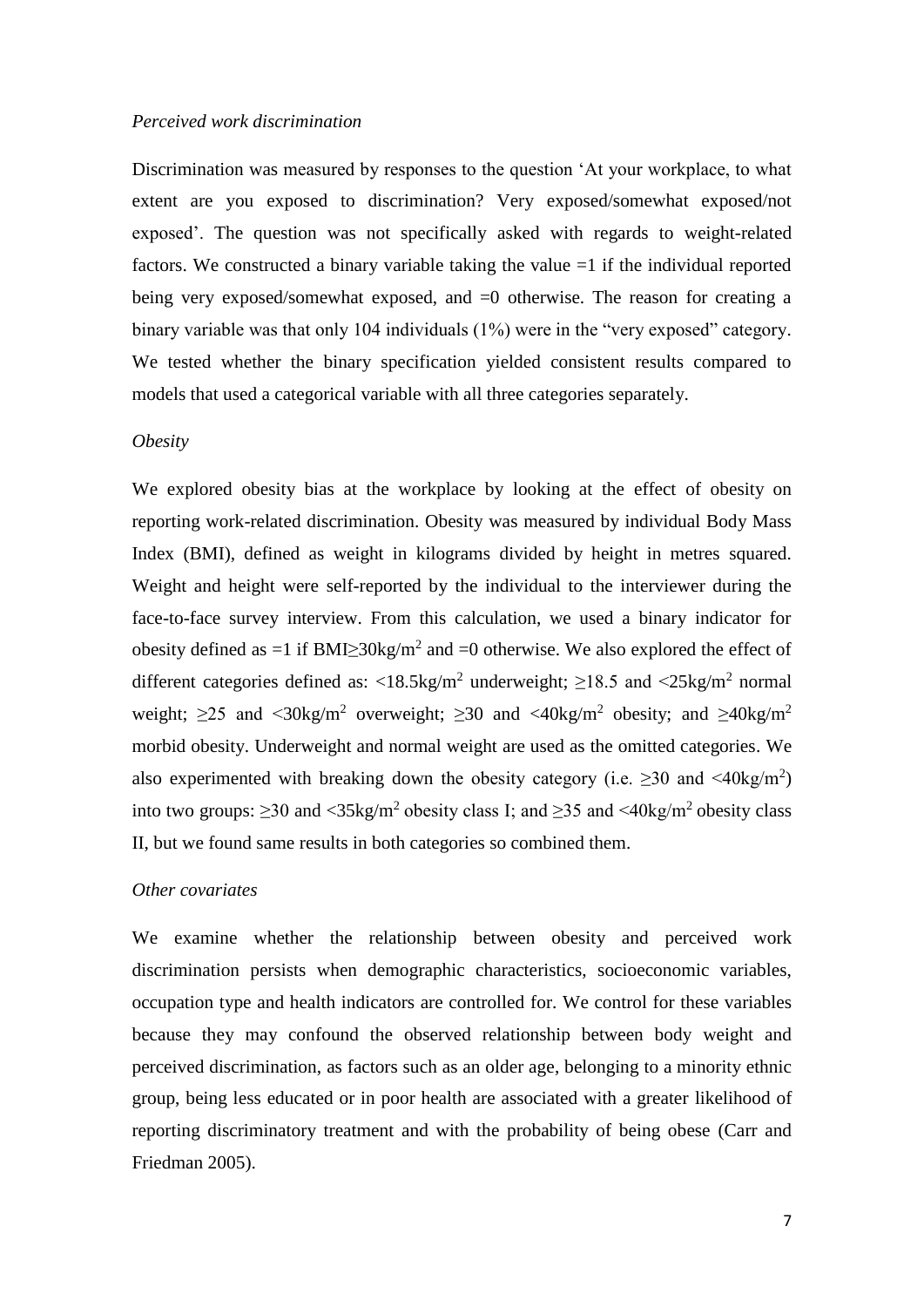*Perceived work discrimination*

Discrimination was measured by responses to the question 'At your workplace, to what extent are you exposed to discrimination? Very exposed/somewhat exposed/not exposed'. The question was not specifically asked with regards to weight-related factors. We constructed a binary variable taking the value =1 if the individual reported being very exposed/somewhat exposed, and =0 otherwise. The reason for creating a binary variable was that only 104 individuals (1%) were in the "very exposed" category. We tested whether the binary specification yielded consistent results compared to models that used a categorical variable with all three categories separately.

*Obesity*

We explored obesity bias at the workplace by looking at the effect of obesity on reporting work-related discrimination. Obesity was measured by individual Body Mass Index (BMI), defined as weight in kilograms divided by height in metres squared. Weight and height were self-reported by the individual to the interviewer during the face-to-face survey interview. From this calculation, we used a binary indicator for obesity defined as =1 if BMI$\geq$30kg/m$^2$ and =0 otherwise. We also explored the effect of different categories defined as: <18.5kg/m$^2$ underweight; $\geq$18.5 and <25kg/m$^2$ normal weight; $\geq$25 and <30kg/m$^2$ overweight; $\geq$30 and <40kg/m$^2$ obesity; and $\geq$40kg/m$^2$ morbid obesity. Underweight and normal weight are used as the omitted categories. We also experimented with breaking down the obesity category (i.e. $\geq$30 and <40kg/m$^2$) into two groups: $\geq$30 and <35kg/m$^2$ obesity class I; and $\geq$35 and <40kg/m$^2$ obesity class II, but we found same results in both categories so combined them.

*Other covariates*

We examine whether the relationship between obesity and perceived work discrimination persists when demographic characteristics, socioeconomic variables, occupation type and health indicators are controlled for. We control for these variables because they may confound the observed relationship between body weight and perceived discrimination, as factors such as an older age, belonging to a minority ethnic group, being less educated or in poor health are associated with a greater likelihood of reporting discriminatory treatment and with the probability of being obese (Carr and Friedman 2005).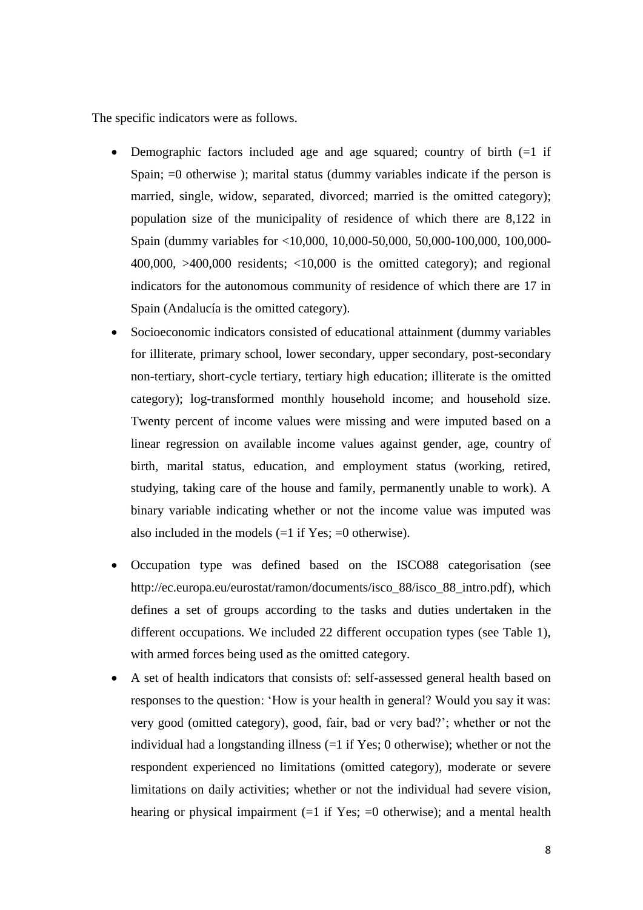The specific indicators were as follows.

- Demographic factors included age and age squared; country of birth (=1 if Spain; =0 otherwise ); marital status (dummy variables indicate if the person is married, single, widow, separated, divorced; married is the omitted category); population size of the municipality of residence of which there are 8,122 in Spain (dummy variables for <10,000, 10,000-50,000, 50,000-100,000, 100,000-400,000, >400,000 residents; <10,000 is the omitted category); and regional indicators for the autonomous community of residence of which there are 17 in Spain (Andalucía is the omitted category).
- Socioeconomic indicators consisted of educational attainment (dummy variables for illiterate, primary school, lower secondary, upper secondary, post-secondary non-tertiary, short-cycle tertiary, tertiary high education; illiterate is the omitted category); log-transformed monthly household income; and household size. Twenty percent of income values were missing and were imputed based on a linear regression on available income values against gender, age, country of birth, marital status, education, and employment status (working, retired, studying, taking care of the house and family, permanently unable to work). A binary variable indicating whether or not the income value was imputed was also included in the models (=1 if Yes; =0 otherwise).
- Occupation type was defined based on the ISCO88 categorisation (see http://ec.europa.eu/eurostat/ramon/documents/isco_88/isco_88_intro.pdf), which defines a set of groups according to the tasks and duties undertaken in the different occupations. We included 22 different occupation types (see Table 1), with armed forces being used as the omitted category.
- A set of health indicators that consists of: self-assessed general health based on responses to the question: 'How is your health in general? Would you say it was: very good (omitted category), good, fair, bad or very bad?'; whether or not the individual had a longstanding illness (=1 if Yes; 0 otherwise); whether or not the respondent experienced no limitations (omitted category), moderate or severe limitations on daily activities; whether or not the individual had severe vision, hearing or physical impairment (=1 if Yes; =0 otherwise); and a mental health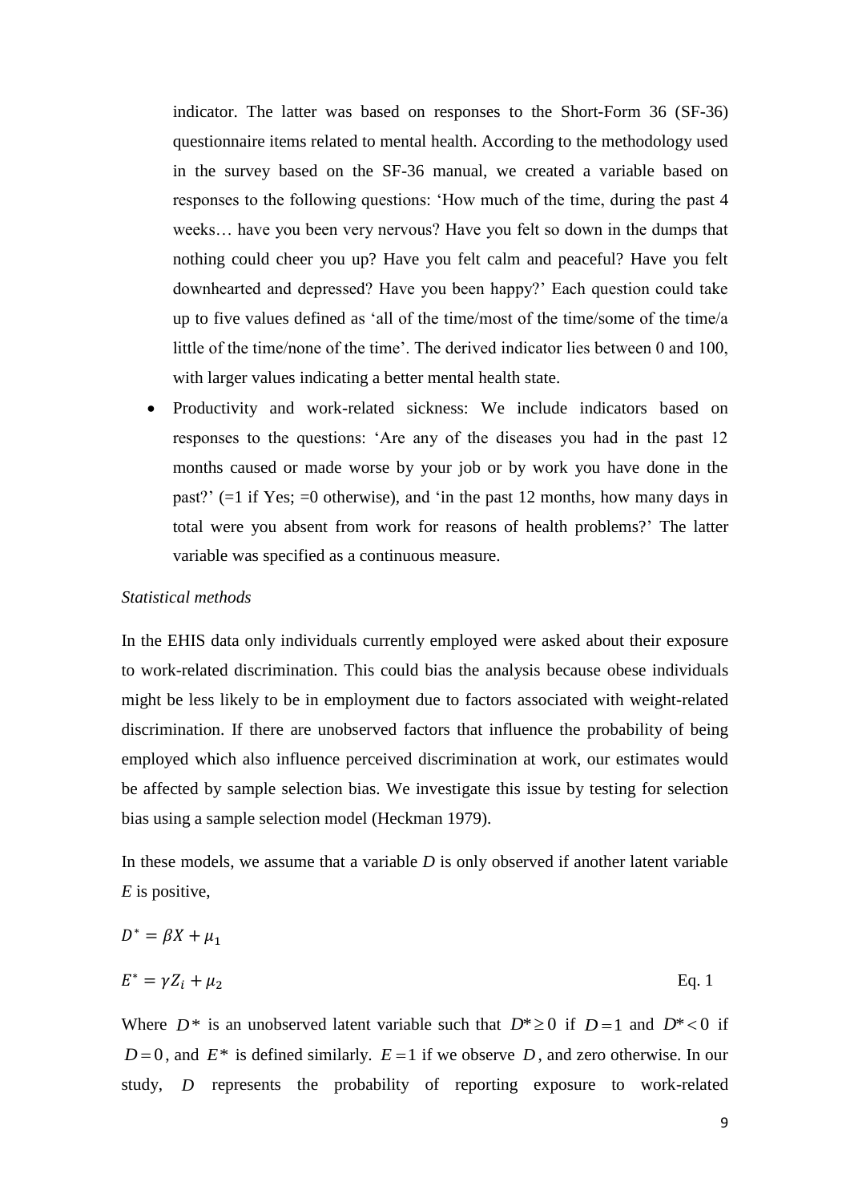indicator. The latter was based on responses to the Short-Form 36 (SF-36) questionnaire items related to mental health. According to the methodology used in the survey based on the SF-36 manual, we created a variable based on responses to the following questions: 'How much of the time, during the past 4 weeks… have you been very nervous? Have you felt so down in the dumps that nothing could cheer you up? Have you felt calm and peaceful? Have you felt downhearted and depressed? Have you been happy?' Each question could take up to five values defined as 'all of the time/most of the time/some of the time/a little of the time/none of the time'. The derived indicator lies between 0 and 100, with larger values indicating a better mental health state.

- Productivity and work-related sickness: We include indicators based on responses to the questions: 'Are any of the diseases you had in the past 12 months caused or made worse by your job or by work you have done in the past?' (=1 if Yes; =0 otherwise), and 'in the past 12 months, how many days in total were you absent from work for reasons of health problems?' The latter variable was specified as a continuous measure.

*Statistical methods*

In the EHIS data only individuals currently employed were asked about their exposure to work-related discrimination. This could bias the analysis because obese individuals might be less likely to be in employment due to factors associated with weight-related discrimination. If there are unobserved factors that influence the probability of being employed which also influence perceived discrimination at work, our estimates would be affected by sample selection bias. We investigate this issue by testing for selection bias using a sample selection model (Heckman 1979).

In these models, we assume that a variable $D$ is only observed if another latent variable $E$ is positive,

$$D^* = \beta X + \mu_1$$

$$E^* = \gamma Z_i + \mu_2 \qquad \text{Eq. 1}$$

Where $D^*$ is an unobserved latent variable such that $D^* \geq 0$ if $D = 1$ and $D^* < 0$ if $D = 0$, and $E^*$ is defined similarly. $E = 1$ if we observe $D$, and zero otherwise. In our study, $D$ represents the probability of reporting exposure to work-related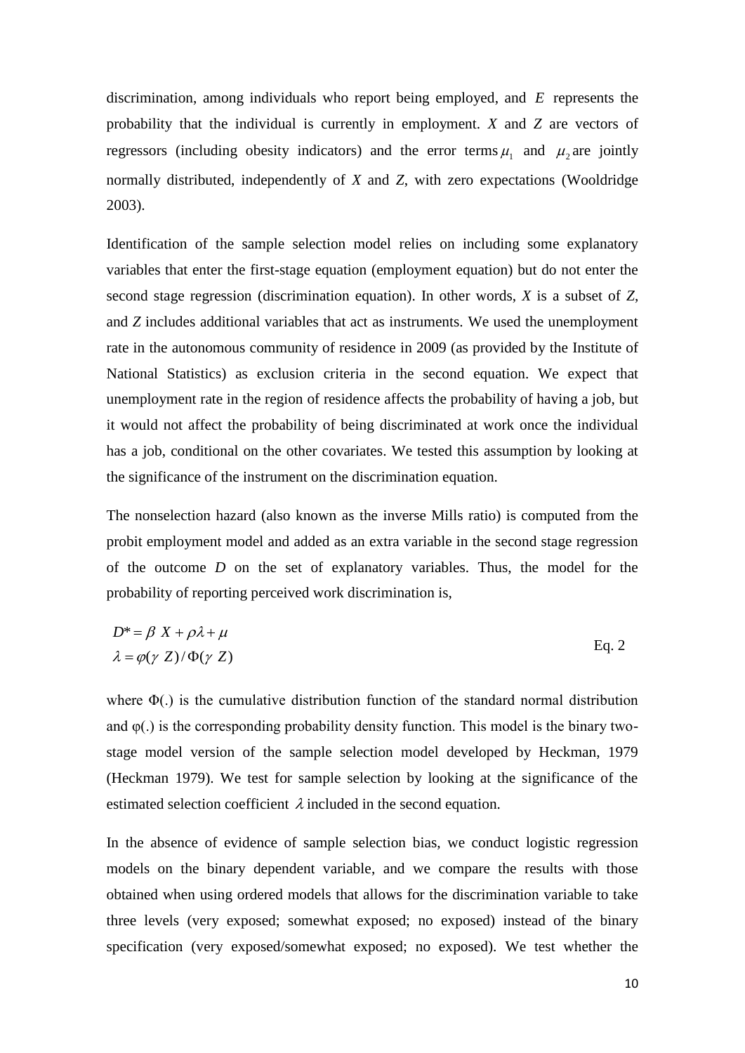discrimination, among individuals who report being employed, and $E$ represents the probability that the individual is currently in employment. $X$ and $Z$ are vectors of regressors (including obesity indicators) and the error terms $\mu_1$ and $\mu_2$ are jointly normally distributed, independently of $X$ and $Z$, with zero expectations (Wooldridge 2003).

Identification of the sample selection model relies on including some explanatory variables that enter the first-stage equation (employment equation) but do not enter the second stage regression (discrimination equation). In other words, $X$ is a subset of $Z$, and $Z$ includes additional variables that act as instruments. We used the unemployment rate in the autonomous community of residence in 2009 (as provided by the Institute of National Statistics) as exclusion criteria in the second equation. We expect that unemployment rate in the region of residence affects the probability of having a job, but it would not affect the probability of being discriminated at work once the individual has a job, conditional on the other covariates. We tested this assumption by looking at the significance of the instrument on the discrimination equation.

The nonselection hazard (also known as the inverse Mills ratio) is computed from the probit employment model and added as an extra variable in the second stage regression of the outcome $D$ on the set of explanatory variables. Thus, the model for the probability of reporting perceived work discrimination is,

$$
\begin{aligned}
D^* &= \beta\ X + \rho\lambda + \mu \\
\lambda &= \varphi(\gamma\ Z)/\Phi(\gamma\ Z)
\end{aligned}
\qquad \text{Eq. 2}
$$

where $\Phi(.)$ is the cumulative distribution function of the standard normal distribution and $\varphi(.)$ is the corresponding probability density function. This model is the binary two-stage model version of the sample selection model developed by Heckman, 1979 (Heckman 1979). We test for sample selection by looking at the significance of the estimated selection coefficient $\lambda$ included in the second equation.

In the absence of evidence of sample selection bias, we conduct logistic regression models on the binary dependent variable, and we compare the results with those obtained when using ordered models that allows for the discrimination variable to take three levels (very exposed; somewhat exposed; no exposed) instead of the binary specification (very exposed/somewhat exposed; no exposed). We test whether the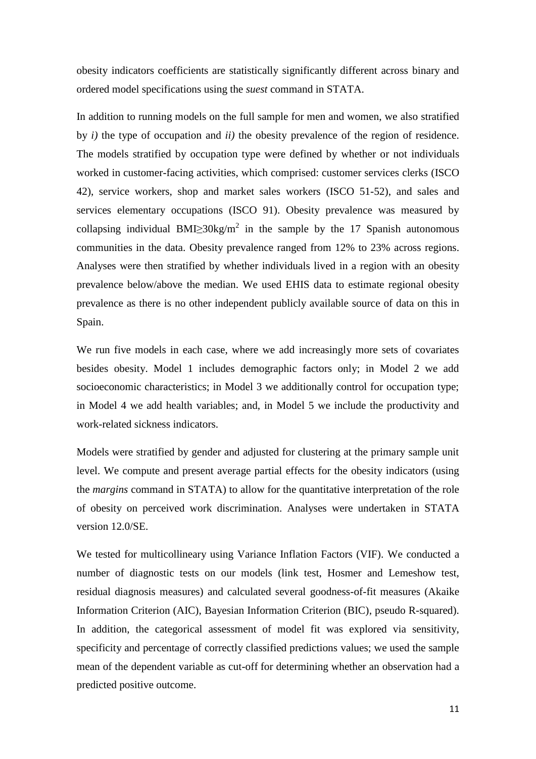obesity indicators coefficients are statistically significantly different across binary and ordered model specifications using the *suest* command in STATA.

In addition to running models on the full sample for men and women, we also stratified by *i)* the type of occupation and *ii)* the obesity prevalence of the region of residence. The models stratified by occupation type were defined by whether or not individuals worked in customer-facing activities, which comprised: customer services clerks (ISCO 42), service workers, shop and market sales workers (ISCO 51-52), and sales and services elementary occupations (ISCO 91). Obesity prevalence was measured by collapsing individual BMI$\geq$30kg/m$^2$ in the sample by the 17 Spanish autonomous communities in the data. Obesity prevalence ranged from 12% to 23% across regions. Analyses were then stratified by whether individuals lived in a region with an obesity prevalence below/above the median. We used EHIS data to estimate regional obesity prevalence as there is no other independent publicly available source of data on this in Spain.

We run five models in each case, where we add increasingly more sets of covariates besides obesity. Model 1 includes demographic factors only; in Model 2 we add socioeconomic characteristics; in Model 3 we additionally control for occupation type; in Model 4 we add health variables; and, in Model 5 we include the productivity and work-related sickness indicators.

Models were stratified by gender and adjusted for clustering at the primary sample unit level. We compute and present average partial effects for the obesity indicators (using the *margins* command in STATA) to allow for the quantitative interpretation of the role of obesity on perceived work discrimination. Analyses were undertaken in STATA version 12.0/SE.

We tested for multicollineary using Variance Inflation Factors (VIF). We conducted a number of diagnostic tests on our models (link test, Hosmer and Lemeshow test, residual diagnosis measures) and calculated several goodness-of-fit measures (Akaike Information Criterion (AIC), Bayesian Information Criterion (BIC), pseudo R-squared). In addition, the categorical assessment of model fit was explored via sensitivity, specificity and percentage of correctly classified predictions values; we used the sample mean of the dependent variable as cut-off for determining whether an observation had a predicted positive outcome.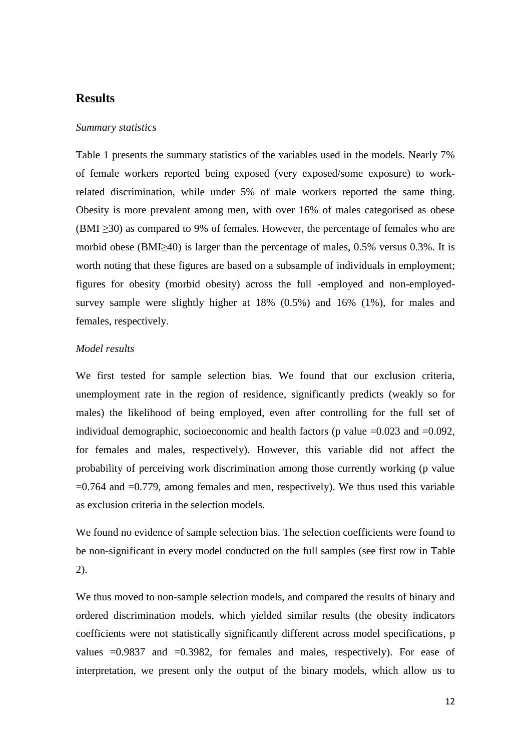## Results

*Summary statistics*

Table 1 presents the summary statistics of the variables used in the models. Nearly 7% of female workers reported being exposed (very exposed/some exposure) to work-related discrimination, while under 5% of male workers reported the same thing. Obesity is more prevalent among men, with over 16% of males categorised as obese (BMI $\geq$30) as compared to 9% of females. However, the percentage of females who are morbid obese (BMI$\geq$40) is larger than the percentage of males, 0.5% versus 0.3%. It is worth noting that these figures are based on a subsample of individuals in employment; figures for obesity (morbid obesity) across the full -employed and non-employed- survey sample were slightly higher at 18% (0.5%) and 16% (1%), for males and females, respectively.

*Model results*

We first tested for sample selection bias. We found that our exclusion criteria, unemployment rate in the region of residence, significantly predicts (weakly so for males) the likelihood of being employed, even after controlling for the full set of individual demographic, socioeconomic and health factors (p value =0.023 and =0.092, for females and males, respectively). However, this variable did not affect the probability of perceiving work discrimination among those currently working (p value =0.764 and =0.779, among females and men, respectively). We thus used this variable as exclusion criteria in the selection models.

We found no evidence of sample selection bias. The selection coefficients were found to be non-significant in every model conducted on the full samples (see first row in Table 2).

We thus moved to non-sample selection models, and compared the results of binary and ordered discrimination models, which yielded similar results (the obesity indicators coefficients were not statistically significantly different across model specifications, p values =0.9837 and =0.3982, for females and males, respectively). For ease of interpretation, we present only the output of the binary models, which allow us to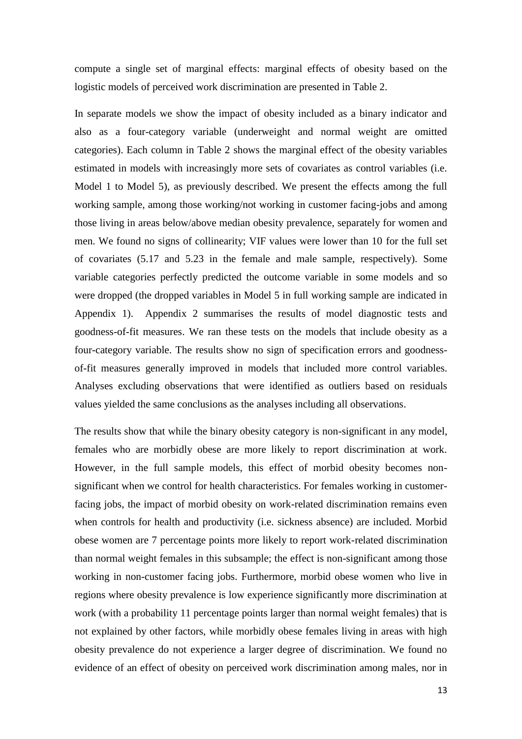compute a single set of marginal effects: marginal effects of obesity based on the logistic models of perceived work discrimination are presented in Table 2.

In separate models we show the impact of obesity included as a binary indicator and also as a four-category variable (underweight and normal weight are omitted categories). Each column in Table 2 shows the marginal effect of the obesity variables estimated in models with increasingly more sets of covariates as control variables (i.e. Model 1 to Model 5), as previously described. We present the effects among the full working sample, among those working/not working in customer facing-jobs and among those living in areas below/above median obesity prevalence, separately for women and men. We found no signs of collinearity; VIF values were lower than 10 for the full set of covariates (5.17 and 5.23 in the female and male sample, respectively). Some variable categories perfectly predicted the outcome variable in some models and so were dropped (the dropped variables in Model 5 in full working sample are indicated in Appendix 1). Appendix 2 summarises the results of model diagnostic tests and goodness-of-fit measures. We ran these tests on the models that include obesity as a four-category variable. The results show no sign of specification errors and goodness-of-fit measures generally improved in models that included more control variables. Analyses excluding observations that were identified as outliers based on residuals values yielded the same conclusions as the analyses including all observations.

The results show that while the binary obesity category is non-significant in any model, females who are morbidly obese are more likely to report discrimination at work. However, in the full sample models, this effect of morbid obesity becomes non-significant when we control for health characteristics. For females working in customer-facing jobs, the impact of morbid obesity on work-related discrimination remains even when controls for health and productivity (i.e. sickness absence) are included. Morbid obese women are 7 percentage points more likely to report work-related discrimination than normal weight females in this subsample; the effect is non-significant among those working in non-customer facing jobs. Furthermore, morbid obese women who live in regions where obesity prevalence is low experience significantly more discrimination at work (with a probability 11 percentage points larger than normal weight females) that is not explained by other factors, while morbidly obese females living in areas with high obesity prevalence do not experience a larger degree of discrimination. We found no evidence of an effect of obesity on perceived work discrimination among males, nor in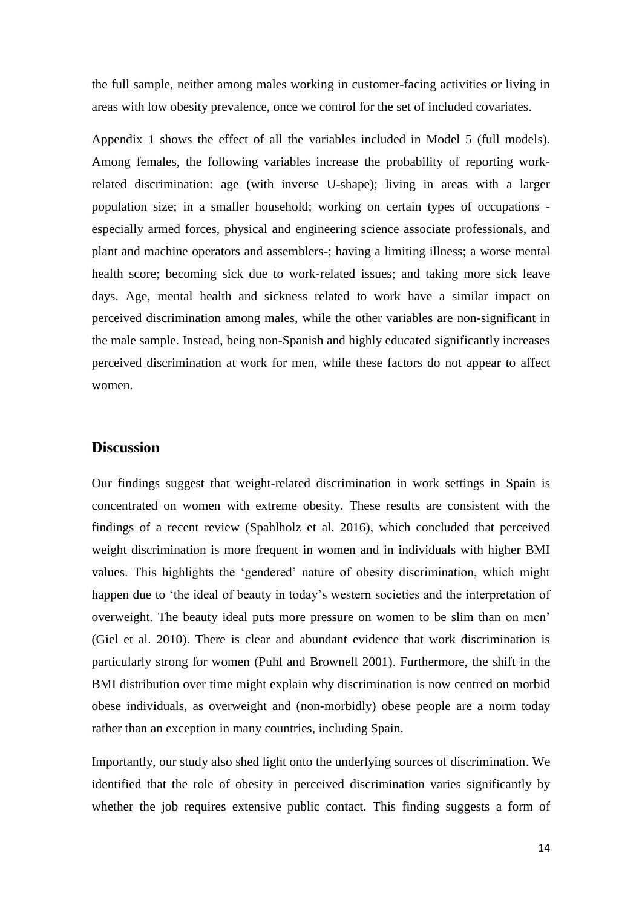the full sample, neither among males working in customer-facing activities or living in areas with low obesity prevalence, once we control for the set of included covariates.

Appendix 1 shows the effect of all the variables included in Model 5 (full models). Among females, the following variables increase the probability of reporting work-related discrimination: age (with inverse U-shape); living in areas with a larger population size; in a smaller household; working on certain types of occupations - especially armed forces, physical and engineering science associate professionals, and plant and machine operators and assemblers-; having a limiting illness; a worse mental health score; becoming sick due to work-related issues; and taking more sick leave days. Age, mental health and sickness related to work have a similar impact on perceived discrimination among males, while the other variables are non-significant in the male sample. Instead, being non-Spanish and highly educated significantly increases perceived discrimination at work for men, while these factors do not appear to affect women.

## Discussion

Our findings suggest that weight-related discrimination in work settings in Spain is concentrated on women with extreme obesity. These results are consistent with the findings of a recent review (Spahlholz et al. 2016), which concluded that perceived weight discrimination is more frequent in women and in individuals with higher BMI values. This highlights the 'gendered' nature of obesity discrimination, which might happen due to 'the ideal of beauty in today's western societies and the interpretation of overweight. The beauty ideal puts more pressure on women to be slim than on men' (Giel et al. 2010). There is clear and abundant evidence that work discrimination is particularly strong for women (Puhl and Brownell 2001). Furthermore, the shift in the BMI distribution over time might explain why discrimination is now centred on morbid obese individuals, as overweight and (non-morbidly) obese people are a norm today rather than an exception in many countries, including Spain.

Importantly, our study also shed light onto the underlying sources of discrimination. We identified that the role of obesity in perceived discrimination varies significantly by whether the job requires extensive public contact. This finding suggests a form of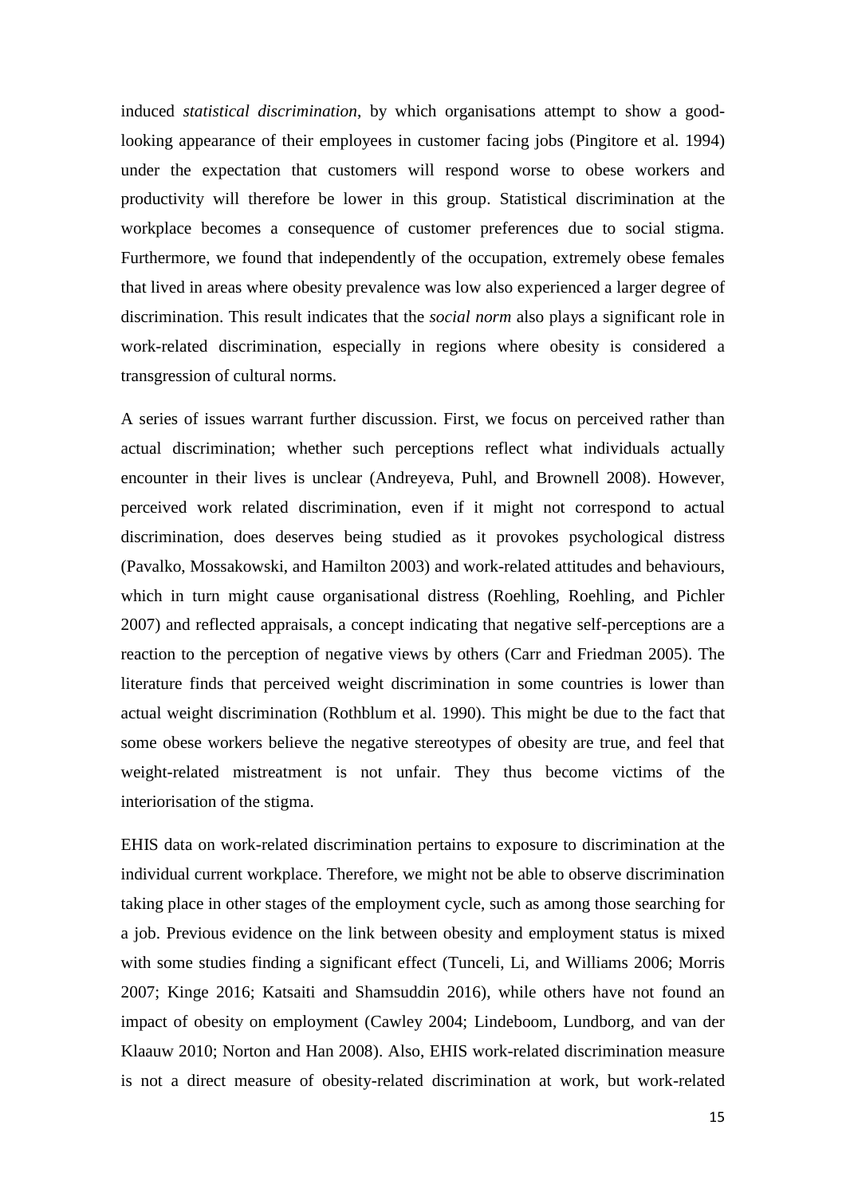induced *statistical discrimination*, by which organisations attempt to show a good-looking appearance of their employees in customer facing jobs (Pingitore et al. 1994) under the expectation that customers will respond worse to obese workers and productivity will therefore be lower in this group. Statistical discrimination at the workplace becomes a consequence of customer preferences due to social stigma. Furthermore, we found that independently of the occupation, extremely obese females that lived in areas where obesity prevalence was low also experienced a larger degree of discrimination. This result indicates that the *social norm* also plays a significant role in work-related discrimination, especially in regions where obesity is considered a transgression of cultural norms.

A series of issues warrant further discussion. First, we focus on perceived rather than actual discrimination; whether such perceptions reflect what individuals actually encounter in their lives is unclear (Andreyeva, Puhl, and Brownell 2008). However, perceived work related discrimination, even if it might not correspond to actual discrimination, does deserves being studied as it provokes psychological distress (Pavalko, Mossakowski, and Hamilton 2003) and work-related attitudes and behaviours, which in turn might cause organisational distress (Roehling, Roehling, and Pichler 2007) and reflected appraisals, a concept indicating that negative self-perceptions are a reaction to the perception of negative views by others (Carr and Friedman 2005). The literature finds that perceived weight discrimination in some countries is lower than actual weight discrimination (Rothblum et al. 1990). This might be due to the fact that some obese workers believe the negative stereotypes of obesity are true, and feel that weight-related mistreatment is not unfair. They thus become victims of the interiorisation of the stigma.

EHIS data on work-related discrimination pertains to exposure to discrimination at the individual current workplace. Therefore, we might not be able to observe discrimination taking place in other stages of the employment cycle, such as among those searching for a job. Previous evidence on the link between obesity and employment status is mixed with some studies finding a significant effect (Tunceli, Li, and Williams 2006; Morris 2007; Kinge 2016; Katsaiti and Shamsuddin 2016), while others have not found an impact of obesity on employment (Cawley 2004; Lindeboom, Lundborg, and van der Klaauw 2010; Norton and Han 2008). Also, EHIS work-related discrimination measure is not a direct measure of obesity-related discrimination at work, but work-related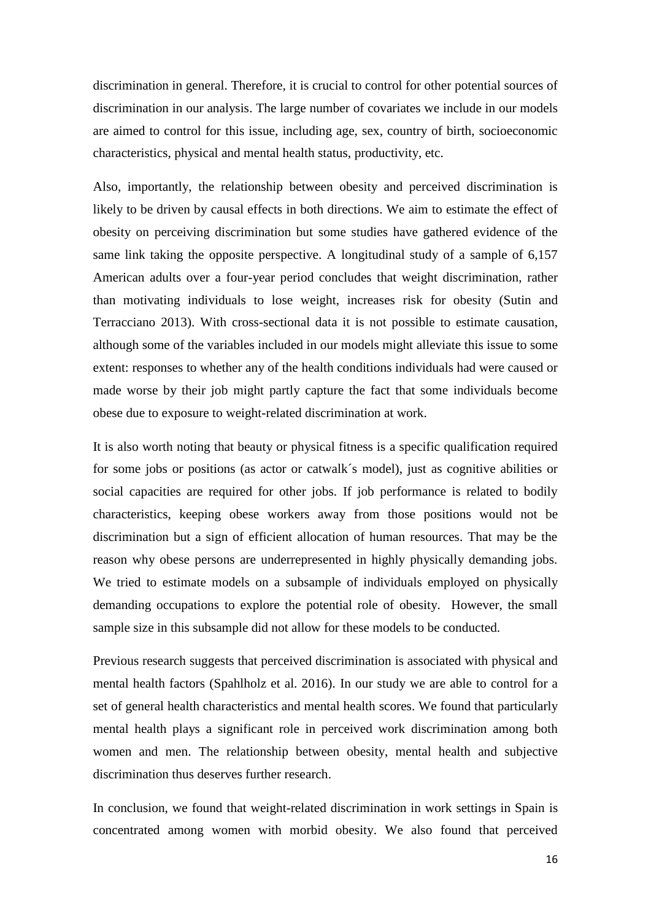discrimination in general. Therefore, it is crucial to control for other potential sources of discrimination in our analysis. The large number of covariates we include in our models are aimed to control for this issue, including age, sex, country of birth, socioeconomic characteristics, physical and mental health status, productivity, etc.

Also, importantly, the relationship between obesity and perceived discrimination is likely to be driven by causal effects in both directions. We aim to estimate the effect of obesity on perceiving discrimination but some studies have gathered evidence of the same link taking the opposite perspective. A longitudinal study of a sample of 6,157 American adults over a four-year period concludes that weight discrimination, rather than motivating individuals to lose weight, increases risk for obesity (Sutin and Terracciano 2013). With cross-sectional data it is not possible to estimate causation, although some of the variables included in our models might alleviate this issue to some extent: responses to whether any of the health conditions individuals had were caused or made worse by their job might partly capture the fact that some individuals become obese due to exposure to weight-related discrimination at work.

It is also worth noting that beauty or physical fitness is a specific qualification required for some jobs or positions (as actor or catwalk´s model), just as cognitive abilities or social capacities are required for other jobs. If job performance is related to bodily characteristics, keeping obese workers away from those positions would not be discrimination but a sign of efficient allocation of human resources. That may be the reason why obese persons are underrepresented in highly physically demanding jobs. We tried to estimate models on a subsample of individuals employed on physically demanding occupations to explore the potential role of obesity. However, the small sample size in this subsample did not allow for these models to be conducted.

Previous research suggests that perceived discrimination is associated with physical and mental health factors (Spahlholz et al. 2016). In our study we are able to control for a set of general health characteristics and mental health scores. We found that particularly mental health plays a significant role in perceived work discrimination among both women and men. The relationship between obesity, mental health and subjective discrimination thus deserves further research.

In conclusion, we found that weight-related discrimination in work settings in Spain is concentrated among women with morbid obesity. We also found that perceived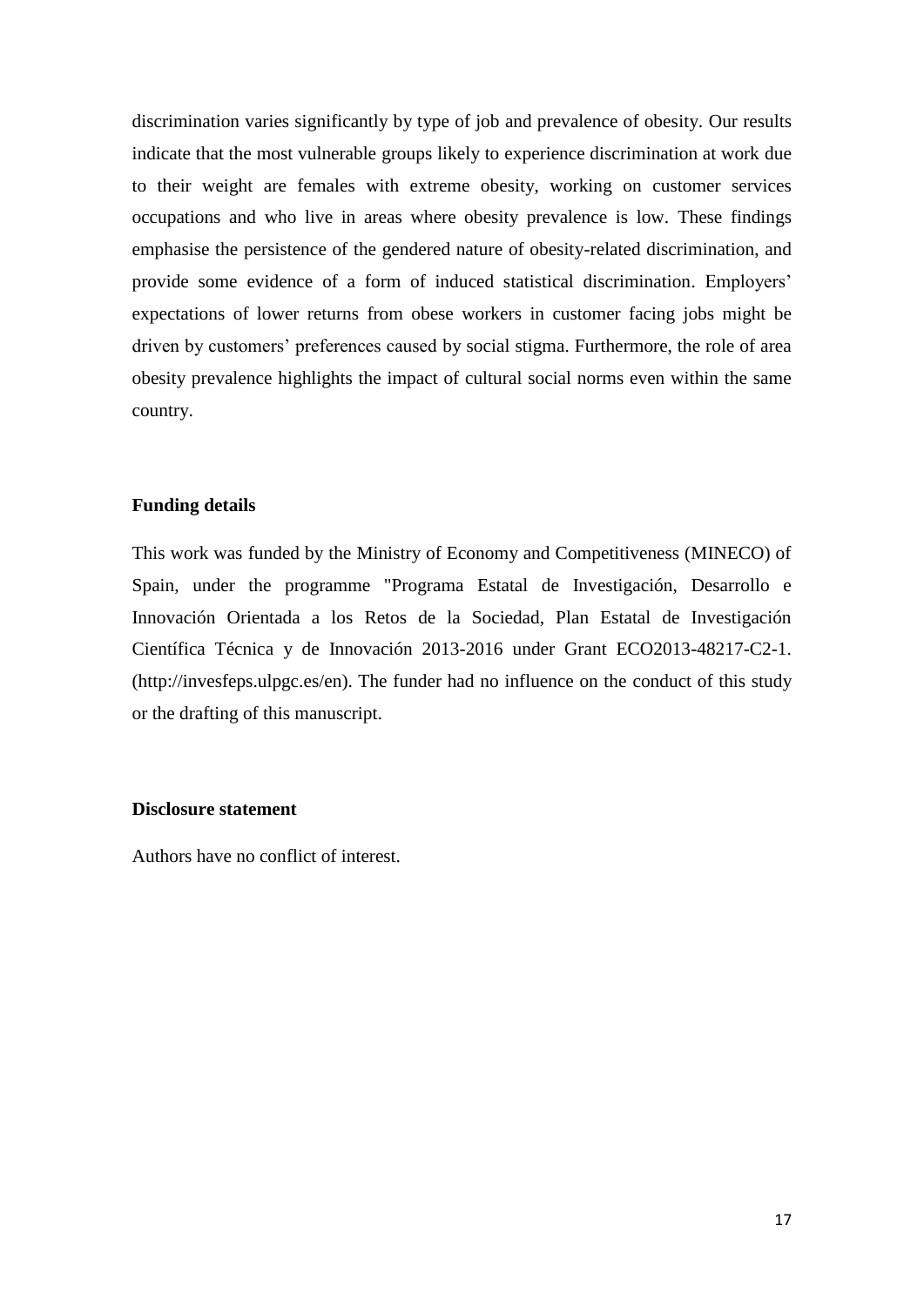discrimination varies significantly by type of job and prevalence of obesity. Our results indicate that the most vulnerable groups likely to experience discrimination at work due to their weight are females with extreme obesity, working on customer services occupations and who live in areas where obesity prevalence is low. These findings emphasise the persistence of the gendered nature of obesity-related discrimination, and provide some evidence of a form of induced statistical discrimination. Employers' expectations of lower returns from obese workers in customer facing jobs might be driven by customers' preferences caused by social stigma. Furthermore, the role of area obesity prevalence highlights the impact of cultural social norms even within the same country.

### Funding details

This work was funded by the Ministry of Economy and Competitiveness (MINECO) of Spain, under the programme "Programa Estatal de Investigación, Desarrollo e Innovación Orientada a los Retos de la Sociedad, Plan Estatal de Investigación Científica Técnica y de Innovación 2013-2016 under Grant ECO2013-48217-C2-1. (http://invesfeps.ulpgc.es/en). The funder had no influence on the conduct of this study or the drafting of this manuscript.

### Disclosure statement

Authors have no conflict of interest.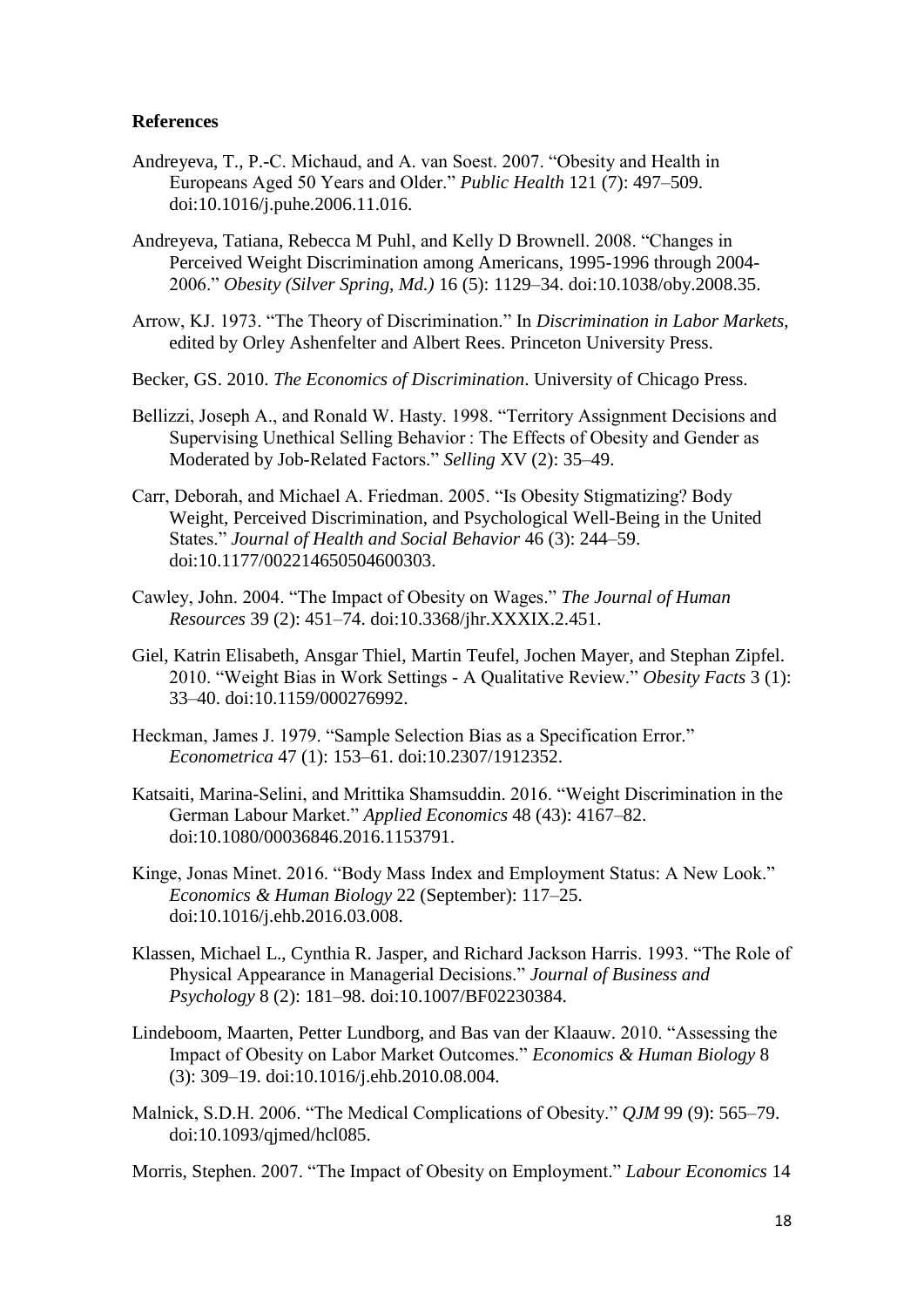**References**

Andreyeva, T., P.-C. Michaud, and A. van Soest. 2007. "Obesity and Health in Europeans Aged 50 Years and Older." *Public Health* 121 (7): 497–509. doi:10.1016/j.puhe.2006.11.016.

Andreyeva, Tatiana, Rebecca M Puhl, and Kelly D Brownell. 2008. "Changes in Perceived Weight Discrimination among Americans, 1995-1996 through 2004-2006." *Obesity (Silver Spring, Md.)* 16 (5): 1129–34. doi:10.1038/oby.2008.35.

Arrow, KJ. 1973. "The Theory of Discrimination." In *Discrimination in Labor Markets*, edited by Orley Ashenfelter and Albert Rees. Princeton University Press.

Becker, GS. 2010. *The Economics of Discrimination*. University of Chicago Press.

Bellizzi, Joseph A., and Ronald W. Hasty. 1998. "Territory Assignment Decisions and Supervising Unethical Selling Behavior : The Effects of Obesity and Gender as Moderated by Job-Related Factors." *Selling* XV (2): 35–49.

Carr, Deborah, and Michael A. Friedman. 2005. "Is Obesity Stigmatizing? Body Weight, Perceived Discrimination, and Psychological Well-Being in the United States." *Journal of Health and Social Behavior* 46 (3): 244–59. doi:10.1177/002214650504600303.

Cawley, John. 2004. "The Impact of Obesity on Wages." *The Journal of Human Resources* 39 (2): 451–74. doi:10.3368/jhr.XXXIX.2.451.

Giel, Katrin Elisabeth, Ansgar Thiel, Martin Teufel, Jochen Mayer, and Stephan Zipfel. 2010. "Weight Bias in Work Settings - A Qualitative Review." *Obesity Facts* 3 (1): 33–40. doi:10.1159/000276992.

Heckman, James J. 1979. "Sample Selection Bias as a Specification Error." *Econometrica* 47 (1): 153–61. doi:10.2307/1912352.

Katsaiti, Marina-Selini, and Mrittika Shamsuddin. 2016. "Weight Discrimination in the German Labour Market." *Applied Economics* 48 (43): 4167–82. doi:10.1080/00036846.2016.1153791.

Kinge, Jonas Minet. 2016. "Body Mass Index and Employment Status: A New Look." *Economics & Human Biology* 22 (September): 117–25. doi:10.1016/j.ehb.2016.03.008.

Klassen, Michael L., Cynthia R. Jasper, and Richard Jackson Harris. 1993. "The Role of Physical Appearance in Managerial Decisions." *Journal of Business and Psychology* 8 (2): 181–98. doi:10.1007/BF02230384.

Lindeboom, Maarten, Petter Lundborg, and Bas van der Klaauw. 2010. "Assessing the Impact of Obesity on Labor Market Outcomes." *Economics & Human Biology* 8 (3): 309–19. doi:10.1016/j.ehb.2010.08.004.

Malnick, S.D.H. 2006. "The Medical Complications of Obesity." *QJM* 99 (9): 565–79. doi:10.1093/qjmed/hcl085.

Morris, Stephen. 2007. "The Impact of Obesity on Employment." *Labour Economics* 14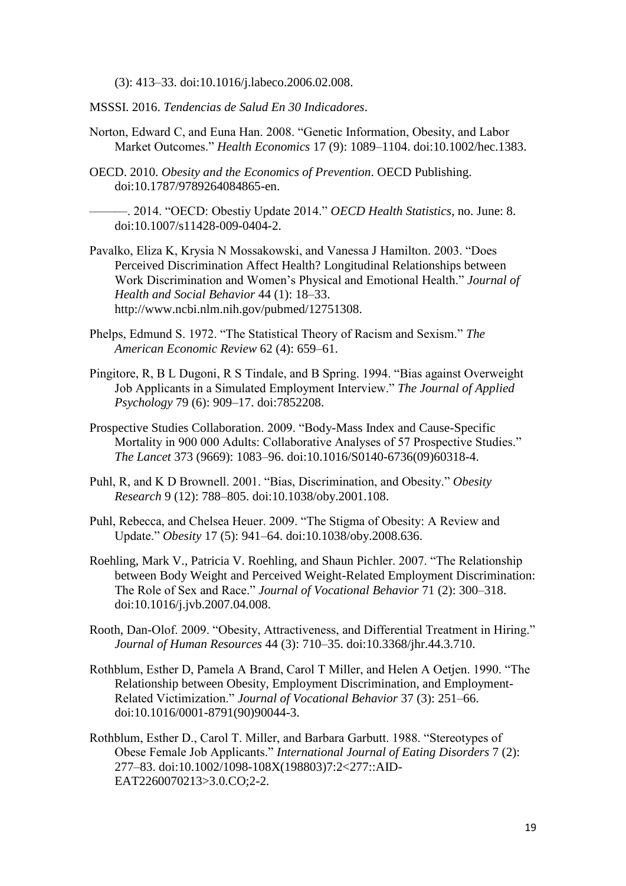(3): 413–33. doi:10.1016/j.labeco.2006.02.008.

MSSSI. 2016. *Tendencias de Salud En 30 Indicadores*.

Norton, Edward C, and Euna Han. 2008. "Genetic Information, Obesity, and Labor Market Outcomes." *Health Economics* 17 (9): 1089–1104. doi:10.1002/hec.1383.

OECD. 2010. *Obesity and the Economics of Prevention*. OECD Publishing. doi:10.1787/9789264084865-en.

———. 2014. "OECD: Obestiy Update 2014." *OECD Health Statistics*, no. June: 8. doi:10.1007/s11428-009-0404-2.

Pavalko, Eliza K, Krysia N Mossakowski, and Vanessa J Hamilton. 2003. "Does Perceived Discrimination Affect Health? Longitudinal Relationships between Work Discrimination and Women's Physical and Emotional Health." *Journal of Health and Social Behavior* 44 (1): 18–33. http://www.ncbi.nlm.nih.gov/pubmed/12751308.

Phelps, Edmund S. 1972. "The Statistical Theory of Racism and Sexism." *The American Economic Review* 62 (4): 659–61.

Pingitore, R, B L Dugoni, R S Tindale, and B Spring. 1994. "Bias against Overweight Job Applicants in a Simulated Employment Interview." *The Journal of Applied Psychology* 79 (6): 909–17. doi:7852208.

Prospective Studies Collaboration. 2009. "Body-Mass Index and Cause-Specific Mortality in 900 000 Adults: Collaborative Analyses of 57 Prospective Studies." *The Lancet* 373 (9669): 1083–96. doi:10.1016/S0140-6736(09)60318-4.

Puhl, R, and K D Brownell. 2001. "Bias, Discrimination, and Obesity." *Obesity Research* 9 (12): 788–805. doi:10.1038/oby.2001.108.

Puhl, Rebecca, and Chelsea Heuer. 2009. "The Stigma of Obesity: A Review and Update." *Obesity* 17 (5): 941–64. doi:10.1038/oby.2008.636.

Roehling, Mark V., Patricia V. Roehling, and Shaun Pichler. 2007. "The Relationship between Body Weight and Perceived Weight-Related Employment Discrimination: The Role of Sex and Race." *Journal of Vocational Behavior* 71 (2): 300–318. doi:10.1016/j.jvb.2007.04.008.

Rooth, Dan-Olof. 2009. "Obesity, Attractiveness, and Differential Treatment in Hiring." *Journal of Human Resources* 44 (3): 710–35. doi:10.3368/jhr.44.3.710.

Rothblum, Esther D, Pamela A Brand, Carol T Miller, and Helen A Oetjen. 1990. "The Relationship between Obesity, Employment Discrimination, and Employment-Related Victimization." *Journal of Vocational Behavior* 37 (3): 251–66. doi:10.1016/0001-8791(90)90044-3.

Rothblum, Esther D., Carol T. Miller, and Barbara Garbutt. 1988. "Stereotypes of Obese Female Job Applicants." *International Journal of Eating Disorders* 7 (2): 277–83. doi:10.1002/1098-108X(198803)7:2<277::AID-EAT2260070213>3.0.CO;2-2.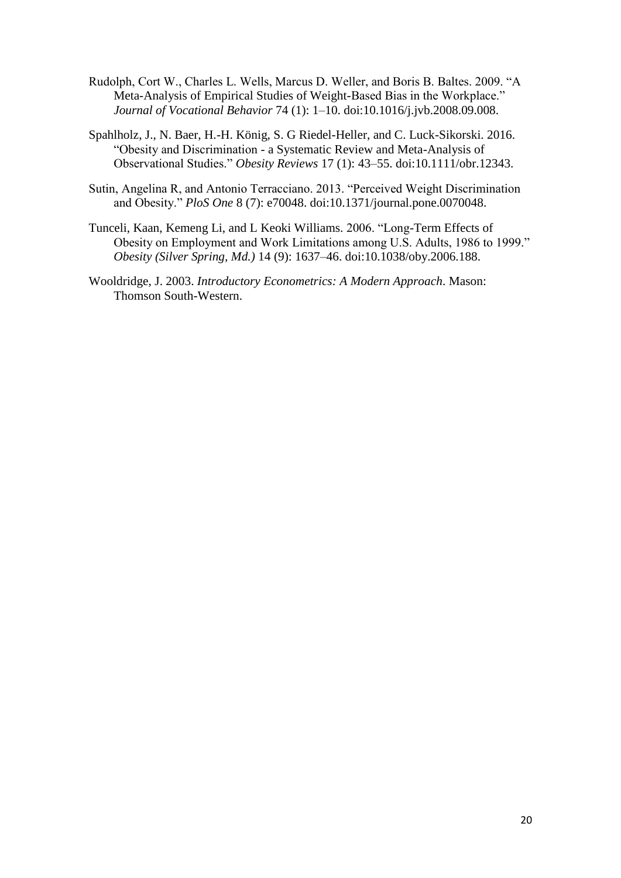Rudolph, Cort W., Charles L. Wells, Marcus D. Weller, and Boris B. Baltes. 2009. "A Meta-Analysis of Empirical Studies of Weight-Based Bias in the Workplace." *Journal of Vocational Behavior* 74 (1): 1–10. doi:10.1016/j.jvb.2008.09.008.

Spahlholz, J., N. Baer, H.-H. König, S. G Riedel-Heller, and C. Luck-Sikorski. 2016. "Obesity and Discrimination - a Systematic Review and Meta-Analysis of Observational Studies." *Obesity Reviews* 17 (1): 43–55. doi:10.1111/obr.12343.

Sutin, Angelina R, and Antonio Terracciano. 2013. "Perceived Weight Discrimination and Obesity." *PloS One* 8 (7): e70048. doi:10.1371/journal.pone.0070048.

Tunceli, Kaan, Kemeng Li, and L Keoki Williams. 2006. "Long-Term Effects of Obesity on Employment and Work Limitations among U.S. Adults, 1986 to 1999." *Obesity (Silver Spring, Md.)* 14 (9): 1637–46. doi:10.1038/oby.2006.188.

Wooldridge, J. 2003. *Introductory Econometrics: A Modern Approach*. Mason: Thomson South-Western.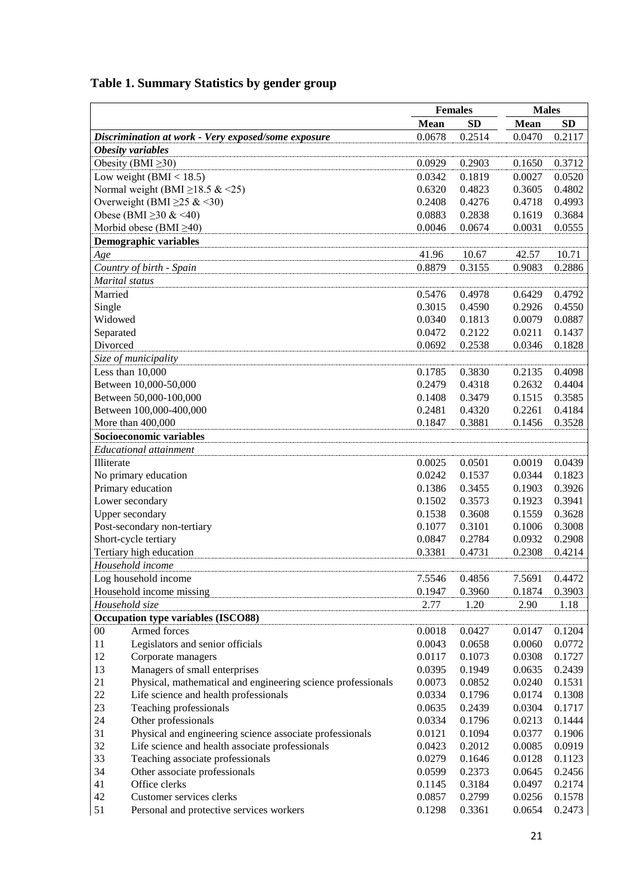## Table 1. Summary Statistics by gender group

| | Females | | Males | |
|---|---|---|---|---|
| | **Mean** | **SD** | **Mean** | **SD** |
| ***Discrimination at work - Very exposed/some exposure*** | 0.0678 | 0.2514 | 0.0470 | 0.2117 |
| ***Obesity variables*** | | | | |
| Obesity (BMI ≥30) | 0.0929 | 0.2903 | 0.1650 | 0.3712 |
| Low weight (BMI < 18.5) | 0.0342 | 0.1819 | 0.0027 | 0.0520 |
| Normal weight (BMI ≥18.5 & <25) | 0.6320 | 0.4823 | 0.3605 | 0.4802 |
| Overweight (BMI ≥25 & <30) | 0.2408 | 0.4276 | 0.4718 | 0.4993 |
| Obese (BMI ≥30 & <40) | 0.0883 | 0.2838 | 0.1619 | 0.3684 |
| Morbid obese (BMI ≥40) | 0.0046 | 0.0674 | 0.0031 | 0.0555 |
| **Demographic variables** | | | | |
| *Age* | 41.96 | 10.67 | 42.57 | 10.71 |
| *Country of birth - Spain* | 0.8879 | 0.3155 | 0.9083 | 0.2886 |
| *Marital status* | | | | |
| Married | 0.5476 | 0.4978 | 0.6429 | 0.4792 |
| Single | 0.3015 | 0.4590 | 0.2926 | 0.4550 |
| Widowed | 0.0340 | 0.1813 | 0.0079 | 0.0887 |
| Separated | 0.0472 | 0.2122 | 0.0211 | 0.1437 |
| Divorced | 0.0692 | 0.2538 | 0.0346 | 0.1828 |
| *Size of municipality* | | | | |
| Less than 10,000 | 0.1785 | 0.3830 | 0.2135 | 0.4098 |
| Between 10,000-50,000 | 0.2479 | 0.4318 | 0.2632 | 0.4404 |
| Between 50,000-100,000 | 0.1408 | 0.3479 | 0.1515 | 0.3585 |
| Between 100,000-400,000 | 0.2481 | 0.4320 | 0.2261 | 0.4184 |
| More than 400,000 | 0.1847 | 0.3881 | 0.1456 | 0.3528 |
| **Socioeconomic variables** | | | | |
| *Educational attainment* | | | | |
| Illiterate | 0.0025 | 0.0501 | 0.0019 | 0.0439 |
| No primary education | 0.0242 | 0.1537 | 0.0344 | 0.1823 |
| Primary education | 0.1386 | 0.3455 | 0.1903 | 0.3926 |
| Lower secondary | 0.1502 | 0.3573 | 0.1923 | 0.3941 |
| Upper secondary | 0.1538 | 0.3608 | 0.1559 | 0.3628 |
| Post-secondary non-tertiary | 0.1077 | 0.3101 | 0.1006 | 0.3008 |
| Short-cycle tertiary | 0.0847 | 0.2784 | 0.0932 | 0.2908 |
| Tertiary high education | 0.3381 | 0.4731 | 0.2308 | 0.4214 |
| *Household income* | | | | |
| Log household income | 7.5546 | 0.4856 | 7.5691 | 0.4472 |
| Household income missing | 0.1947 | 0.3960 | 0.1874 | 0.3903 |
| *Household size* | 2.77 | 1.20 | 2.90 | 1.18 |
| **Occupation type variables (ISCO88)** | | | | |
| 00 Armed forces | 0.0018 | 0.0427 | 0.0147 | 0.1204 |
| 11 Legislators and senior officials | 0.0043 | 0.0658 | 0.0060 | 0.0772 |
| 12 Corporate managers | 0.0117 | 0.1073 | 0.0308 | 0.1727 |
| 13 Managers of small enterprises | 0.0395 | 0.1949 | 0.0635 | 0.2439 |
| 21 Physical, mathematical and engineering science professionals | 0.0073 | 0.0852 | 0.0240 | 0.1531 |
| 22 Life science and health professionals | 0.0334 | 0.1796 | 0.0174 | 0.1308 |
| 23 Teaching professionals | 0.0635 | 0.2439 | 0.0304 | 0.1717 |
| 24 Other professionals | 0.0334 | 0.1796 | 0.0213 | 0.1444 |
| 31 Physical and engineering science associate professionals | 0.0121 | 0.1094 | 0.0377 | 0.1906 |
| 32 Life science and health associate professionals | 0.0423 | 0.2012 | 0.0085 | 0.0919 |
| 33 Teaching associate professionals | 0.0279 | 0.1646 | 0.0128 | 0.1123 |
| 34 Other associate professionals | 0.0599 | 0.2373 | 0.0645 | 0.2456 |
| 41 Office clerks | 0.1145 | 0.3184 | 0.0497 | 0.2174 |
| 42 Customer services clerks | 0.0857 | 0.2799 | 0.0256 | 0.1578 |
| 51 Personal and protective services workers | 0.1298 | 0.3361 | 0.0654 | 0.2473 |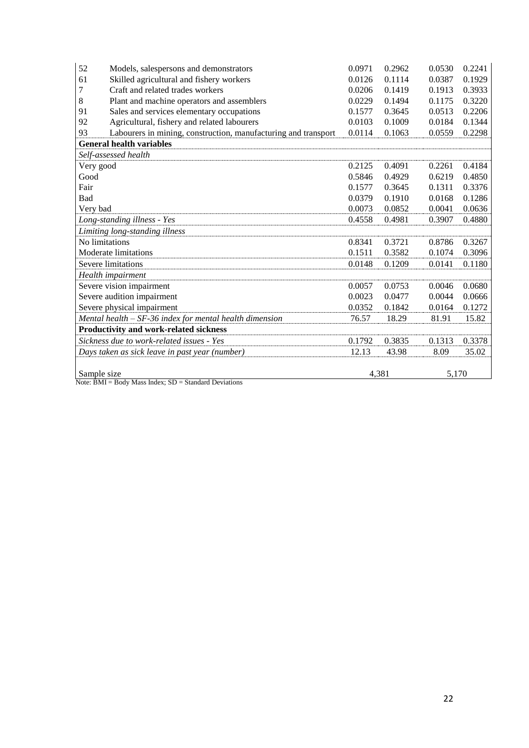| | | | | | |
|---|---|---|---|---|---|
| 52 | Models, salespersons and demonstrators | 0.0971 | 0.2962 | 0.0530 | 0.2241 |
| 61 | Skilled agricultural and fishery workers | 0.0126 | 0.1114 | 0.0387 | 0.1929 |
| 7 | Craft and related trades workers | 0.0206 | 0.1419 | 0.1913 | 0.3933 |
| 8 | Plant and machine operators and assemblers | 0.0229 | 0.1494 | 0.1175 | 0.3220 |
| 91 | Sales and services elementary occupations | 0.1577 | 0.3645 | 0.0513 | 0.2206 |
| 92 | Agricultural, fishery and related labourers | 0.0103 | 0.1009 | 0.0184 | 0.1344 |
| 93 | Labourers in mining, construction, manufacturing and transport | 0.0114 | 0.1063 | 0.0559 | 0.2298 |
| **General health variables** | | | | | |
| *Self-assessed health* | | | | | |
| Very good | | 0.2125 | 0.4091 | 0.2261 | 0.4184 |
| Good | | 0.5846 | 0.4929 | 0.6219 | 0.4850 |
| Fair | | 0.1577 | 0.3645 | 0.1311 | 0.3376 |
| Bad | | 0.0379 | 0.1910 | 0.0168 | 0.1286 |
| Very bad | | 0.0073 | 0.0852 | 0.0041 | 0.0636 |
| *Long-standing illness - Yes* | | 0.4558 | 0.4981 | 0.3907 | 0.4880 |
| *Limiting long-standing illness* | | | | | |
| No limitations | | 0.8341 | 0.3721 | 0.8786 | 0.3267 |
| Moderate limitations | | 0.1511 | 0.3582 | 0.1074 | 0.3096 |
| Severe limitations | | 0.0148 | 0.1209 | 0.0141 | 0.1180 |
| *Health impairment* | | | | | |
| Severe vision impairment | | 0.0057 | 0.0753 | 0.0046 | 0.0680 |
| Severe audition impairment | | 0.0023 | 0.0477 | 0.0044 | 0.0666 |
| Severe physical impairment | | 0.0352 | 0.1842 | 0.0164 | 0.1272 |
| *Mental health – SF-36 index for mental health dimension* | | 76.57 | 18.29 | 81.91 | 15.82 |
| **Productivity and work-related sickness** | | | | | |
| *Sickness due to work-related issues - Yes* | | 0.1792 | 0.3835 | 0.1313 | 0.3378 |
| *Days taken as sick leave in past year (number)* | | 12.13 | 43.98 | 8.09 | 35.02 |
| Sample size | | 4,381 | | 5,170 | |

Note: BMI = Body Mass Index; SD = Standard Deviations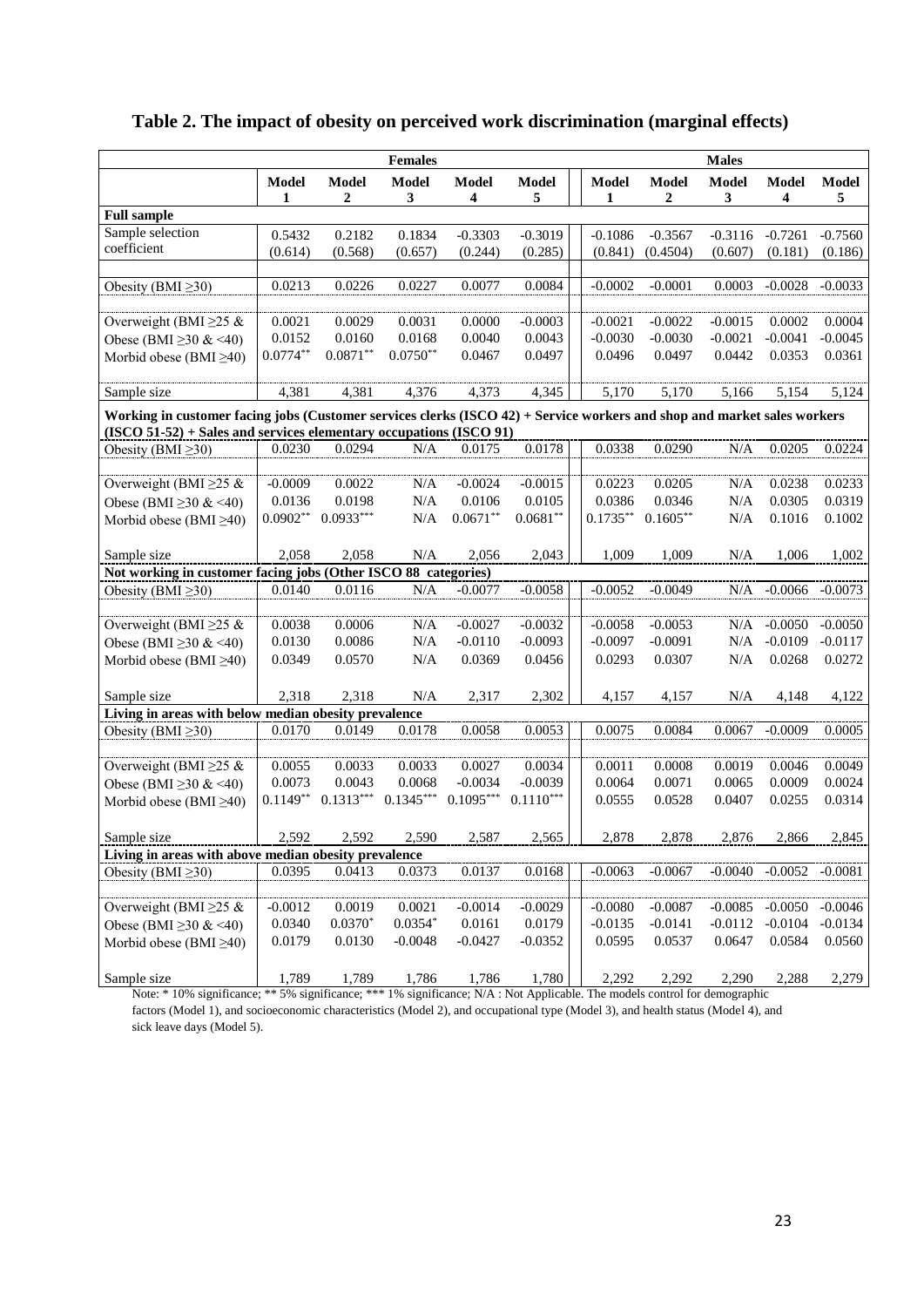# Table 2. The impact of obesity on perceived work discrimination (marginal effects)

| | Females | | | | | Males | | | | |
|---|---|---|---|---|---|---|---|---|---|---|
| | Model 1 | Model 2 | Model 3 | Model 4 | Model 5 | Model 1 | Model 2 | Model 3 | Model 4 | Model 5 |
| **Full sample** | | | | | | | | | | |
| Sample selection coefficient | 0.5432 | 0.2182 | 0.1834 | -0.3303 | -0.3019 | -0.1086 | -0.3567 | -0.3116 | -0.7261 | -0.7560 |
| | (0.614) | (0.568) | (0.657) | (0.244) | (0.285) | (0.841) | (0.4504) | (0.607) | (0.181) | (0.186) |
| Obesity (BMI ≥30) | 0.0213 | 0.0226 | 0.0227 | 0.0077 | 0.0084 | -0.0002 | -0.0001 | 0.0003 | -0.0028 | -0.0033 |
| Overweight (BMI ≥25 & | 0.0021 | 0.0029 | 0.0031 | 0.0000 | -0.0003 | -0.0021 | -0.0022 | -0.0015 | 0.0002 | 0.0004 |
| Obese (BMI ≥30 & <40) | 0.0152 | 0.0160 | 0.0168 | 0.0040 | 0.0043 | -0.0030 | -0.0030 | -0.0021 | -0.0041 | -0.0045 |
| Morbid obese (BMI ≥40) | 0.0774** | 0.0871** | 0.0750** | 0.0467 | 0.0497 | 0.0496 | 0.0497 | 0.0442 | 0.0353 | 0.0361 |
| Sample size | 4,381 | 4,381 | 4,376 | 4,373 | 4,345 | 5,170 | 5,170 | 5,166 | 5,154 | 5,124 |
| **Working in customer facing jobs (Customer services clerks (ISCO 42) + Service workers and shop and market sales workers (ISCO 51-52) + Sales and services elementary occupations (ISCO 91)** | | | | | | | | | | |
| Obesity (BMI ≥30) | 0.0230 | 0.0294 | N/A | 0.0175 | 0.0178 | 0.0338 | 0.0290 | N/A | 0.0205 | 0.0224 |
| Overweight (BMI ≥25 & | -0.0009 | 0.0022 | N/A | -0.0024 | -0.0015 | 0.0223 | 0.0205 | N/A | 0.0238 | 0.0233 |
| Obese (BMI ≥30 & <40) | 0.0136 | 0.0198 | N/A | 0.0106 | 0.0105 | 0.0386 | 0.0346 | N/A | 0.0305 | 0.0319 |
| Morbid obese (BMI ≥40) | 0.0902** | 0.0933*** | N/A | 0.0671** | 0.0681** | 0.1735** | 0.1605** | N/A | 0.1016 | 0.1002 |
| Sample size | 2,058 | 2,058 | N/A | 2,056 | 2,043 | 1,009 | 1,009 | N/A | 1,006 | 1,002 |
| **Not working in customer facing jobs (Other ISCO 88 categories)** | | | | | | | | | | |
| Obesity (BMI ≥30) | 0.0140 | 0.0116 | N/A | -0.0077 | -0.0058 | -0.0052 | -0.0049 | N/A | -0.0066 | -0.0073 |
| Overweight (BMI ≥25 & | 0.0038 | 0.0006 | N/A | -0.0027 | -0.0032 | -0.0058 | -0.0053 | N/A | -0.0050 | -0.0050 |
| Obese (BMI ≥30 & <40) | 0.0130 | 0.0086 | N/A | -0.0110 | -0.0093 | -0.0097 | -0.0091 | N/A | -0.0109 | -0.0117 |
| Morbid obese (BMI ≥40) | 0.0349 | 0.0570 | N/A | 0.0369 | 0.0456 | 0.0293 | 0.0307 | N/A | 0.0268 | 0.0272 |
| Sample size | 2,318 | 2,318 | N/A | 2,317 | 2,302 | 4,157 | 4,157 | N/A | 4,148 | 4,122 |
| **Living in areas with below median obesity prevalence** | | | | | | | | | | |
| Obesity (BMI ≥30) | 0.0170 | 0.0149 | 0.0178 | 0.0058 | 0.0053 | 0.0075 | 0.0084 | 0.0067 | -0.0009 | 0.0005 |
| Overweight (BMI ≥25 & | 0.0055 | 0.0033 | 0.0033 | 0.0027 | 0.0034 | 0.0011 | 0.0008 | 0.0019 | 0.0046 | 0.0049 |
| Obese (BMI ≥30 & <40) | 0.0073 | 0.0043 | 0.0068 | -0.0034 | -0.0039 | 0.0064 | 0.0071 | 0.0065 | 0.0009 | 0.0024 |
| Morbid obese (BMI ≥40) | 0.1149** | 0.1313*** | 0.1345*** | 0.1095*** | 0.1110*** | 0.0555 | 0.0528 | 0.0407 | 0.0255 | 0.0314 |
| Sample size | 2,592 | 2,592 | 2,590 | 2,587 | 2,565 | 2,878 | 2,878 | 2,876 | 2,866 | 2,845 |
| **Living in areas with above median obesity prevalence** | | | | | | | | | | |
| Obesity (BMI ≥30) | 0.0395 | 0.0413 | 0.0373 | 0.0137 | 0.0168 | -0.0063 | -0.0067 | -0.0040 | -0.0052 | -0.0081 |
| Overweight (BMI ≥25 & | -0.0012 | 0.0019 | 0.0021 | -0.0014 | -0.0029 | -0.0080 | -0.0087 | -0.0085 | -0.0050 | -0.0046 |
| Obese (BMI ≥30 & <40) | 0.0340 | 0.0370* | 0.0354* | 0.0161 | 0.0179 | -0.0135 | -0.0141 | -0.0112 | -0.0104 | -0.0134 |
| Morbid obese (BMI ≥40) | 0.0179 | 0.0130 | -0.0048 | -0.0427 | -0.0352 | 0.0595 | 0.0537 | 0.0647 | 0.0584 | 0.0560 |
| Sample size | 1,789 | 1,789 | 1,786 | 1,786 | 1,780 | 2,292 | 2,292 | 2,290 | 2,288 | 2,279 |

Note: * 10% significance; ** 5% significance; *** 1% significance; N/A : Not Applicable. The models control for demographic factors (Model 1), and socioeconomic characteristics (Model 2), and occupational type (Model 3), and health status (Model 4), and sick leave days (Model 5).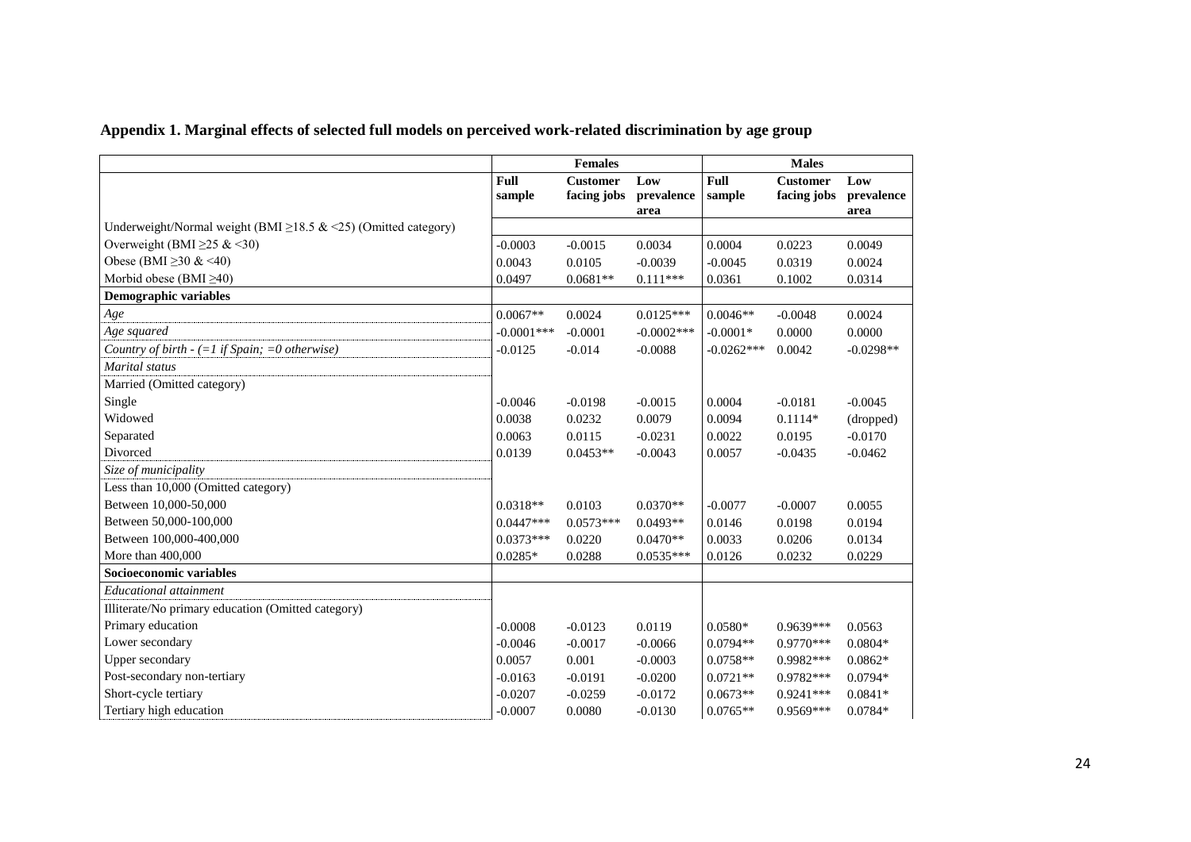**Appendix 1. Marginal effects of selected full models on perceived work-related discrimination by age group**

| | Females | | | Males | | |
|---|---|---|---|---|---|---|
| | **Full sample** | **Customer facing jobs** | **Low prevalence area** | **Full sample** | **Customer facing jobs** | **Low prevalence area** |
| Underweight/Normal weight (BMI ≥18.5 & <25) (Omitted category) | | | | | | |
| Overweight (BMI ≥25 & <30) | -0.0003 | -0.0015 | 0.0034 | 0.0004 | 0.0223 | 0.0049 |
| Obese (BMI ≥30 & <40) | 0.0043 | 0.0105 | -0.0039 | -0.0045 | 0.0319 | 0.0024 |
| Morbid obese (BMI ≥40) | 0.0497 | 0.0681** | 0.111*** | 0.0361 | 0.1002 | 0.0314 |
| **Demographic variables** | | | | | | |
| *Age* | 0.0067** | 0.0024 | 0.0125*** | 0.0046** | -0.0048 | 0.0024 |
| *Age squared* | -0.0001*** | -0.0001 | -0.0002*** | -0.0001* | 0.0000 | 0.0000 |
| *Country of birth - (=1 if Spain; =0 otherwise)* | -0.0125 | -0.014 | -0.0088 | -0.0262*** | 0.0042 | -0.0298** |
| *Marital status* | | | | | | |
| Married (Omitted category) | | | | | | |
| Single | -0.0046 | -0.0198 | -0.0015 | 0.0004 | -0.0181 | -0.0045 |
| Widowed | 0.0038 | 0.0232 | 0.0079 | 0.0094 | 0.1114* | (dropped) |
| Separated | 0.0063 | 0.0115 | -0.0231 | 0.0022 | 0.0195 | -0.0170 |
| Divorced | 0.0139 | 0.0453** | -0.0043 | 0.0057 | -0.0435 | -0.0462 |
| *Size of municipality* | | | | | | |
| Less than 10,000 (Omitted category) | | | | | | |
| Between 10,000-50,000 | 0.0318** | 0.0103 | 0.0370** | -0.0077 | -0.0007 | 0.0055 |
| Between 50,000-100,000 | 0.0447*** | 0.0573*** | 0.0493** | 0.0146 | 0.0198 | 0.0194 |
| Between 100,000-400,000 | 0.0373*** | 0.0220 | 0.0470** | 0.0033 | 0.0206 | 0.0134 |
| More than 400,000 | 0.0285* | 0.0288 | 0.0535*** | 0.0126 | 0.0232 | 0.0229 |
| **Socioeconomic variables** | | | | | | |
| *Educational attainment* | | | | | | |
| Illiterate/No primary education (Omitted category) | | | | | | |
| Primary education | -0.0008 | -0.0123 | 0.0119 | 0.0580* | 0.9639*** | 0.0563 |
| Lower secondary | -0.0046 | -0.0017 | -0.0066 | 0.0794** | 0.9770*** | 0.0804* |
| Upper secondary | 0.0057 | 0.001 | -0.0003 | 0.0758** | 0.9982*** | 0.0862* |
| Post-secondary non-tertiary | -0.0163 | -0.0191 | -0.0200 | 0.0721** | 0.9782*** | 0.0794* |
| Short-cycle tertiary | -0.0207 | -0.0259 | -0.0172 | 0.0673** | 0.9241*** | 0.0841* |
| Tertiary high education | -0.0007 | 0.0080 | -0.0130 | 0.0765** | 0.9569*** | 0.0784* |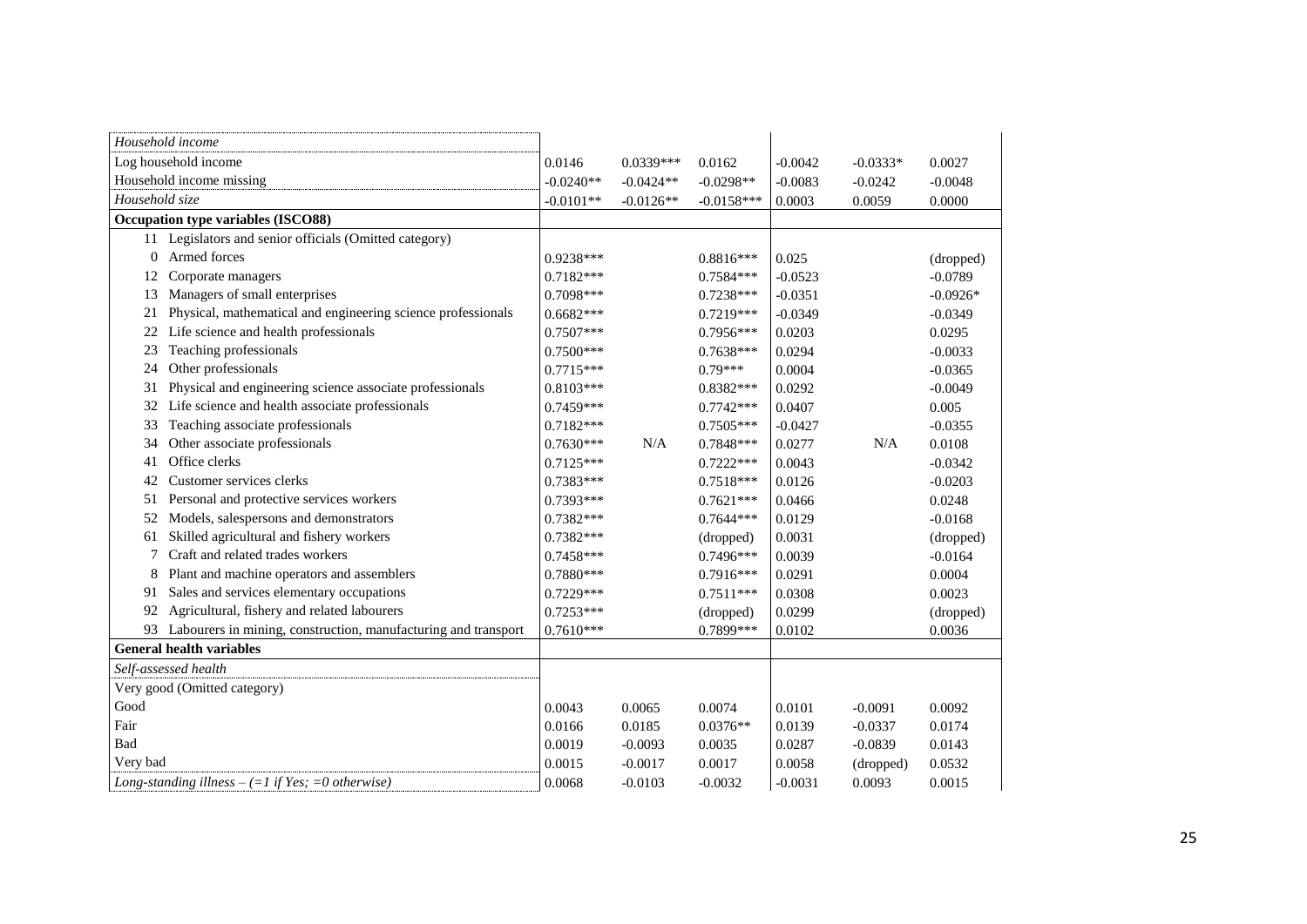| | | | | | | |
|---|---|---|---|---|---|---|
| *Household income* | | | | | | |
| Log household income | 0.0146 | 0.0339*** | 0.0162 | -0.0042 | -0.0333* | 0.0027 |
| Household income missing | -0.0240** | -0.0424** | -0.0298** | -0.0083 | -0.0242 | -0.0048 |
| *Household size* | -0.0101** | -0.0126** | -0.0158*** | 0.0003 | 0.0059 | 0.0000 |
| **Occupation type variables (ISCO88)** | | | | | | |
| 11 Legislators and senior officials (Omitted category) | | | | | | |
| 0 Armed forces | 0.9238*** | | 0.8816*** | 0.025 | | (dropped) |
| 12 Corporate managers | 0.7182*** | | 0.7584*** | -0.0523 | | -0.0789 |
| 13 Managers of small enterprises | 0.7098*** | | 0.7238*** | -0.0351 | | -0.0926* |
| 21 Physical, mathematical and engineering science professionals | 0.6682*** | | 0.7219*** | -0.0349 | | -0.0349 |
| 22 Life science and health professionals | 0.7507*** | | 0.7956*** | 0.0203 | | 0.0295 |
| 23 Teaching professionals | 0.7500*** | | 0.7638*** | 0.0294 | | -0.0033 |
| 24 Other professionals | 0.7715*** | | 0.79*** | 0.0004 | | -0.0365 |
| 31 Physical and engineering science associate professionals | 0.8103*** | | 0.8382*** | 0.0292 | | -0.0049 |
| 32 Life science and health associate professionals | 0.7459*** | | 0.7742*** | 0.0407 | | 0.005 |
| 33 Teaching associate professionals | 0.7182*** | | 0.7505*** | -0.0427 | | -0.0355 |
| 34 Other associate professionals | 0.7630*** | N/A | 0.7848*** | 0.0277 | N/A | 0.0108 |
| 41 Office clerks | 0.7125*** | | 0.7222*** | 0.0043 | | -0.0342 |
| 42 Customer services clerks | 0.7383*** | | 0.7518*** | 0.0126 | | -0.0203 |
| 51 Personal and protective services workers | 0.7393*** | | 0.7621*** | 0.0466 | | 0.0248 |
| 52 Models, salespersons and demonstrators | 0.7382*** | | 0.7644*** | 0.0129 | | -0.0168 |
| 61 Skilled agricultural and fishery workers | 0.7382*** | | (dropped) | 0.0031 | | (dropped) |
| 7 Craft and related trades workers | 0.7458*** | | 0.7496*** | 0.0039 | | -0.0164 |
| 8 Plant and machine operators and assemblers | 0.7880*** | | 0.7916*** | 0.0291 | | 0.0004 |
| 91 Sales and services elementary occupations | 0.7229*** | | 0.7511*** | 0.0308 | | 0.0023 |
| 92 Agricultural, fishery and related labourers | 0.7253*** | | (dropped) | 0.0299 | | (dropped) |
| 93 Labourers in mining, construction, manufacturing and transport | 0.7610*** | | 0.7899*** | 0.0102 | | 0.0036 |
| **General health variables** | | | | | | |
| *Self-assessed health* | | | | | | |
| Very good (Omitted category) | | | | | | |
| Good | 0.0043 | 0.0065 | 0.0074 | 0.0101 | -0.0091 | 0.0092 |
| Fair | 0.0166 | 0.0185 | 0.0376** | 0.0139 | -0.0337 | 0.0174 |
| Bad | 0.0019 | -0.0093 | 0.0035 | 0.0287 | -0.0839 | 0.0143 |
| Very bad | 0.0015 | -0.0017 | 0.0017 | 0.0058 | (dropped) | 0.0532 |
| *Long-standing illness – (=1 if Yes; =0 otherwise)* | 0.0068 | -0.0103 | -0.0032 | -0.0031 | 0.0093 | 0.0015 |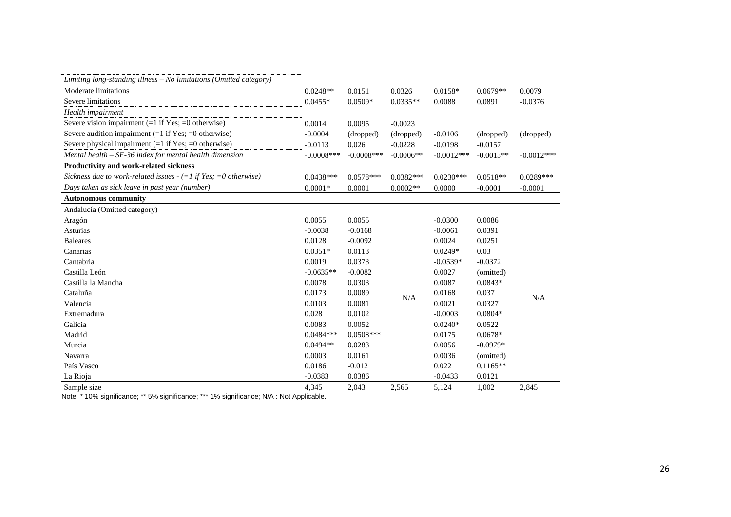| | | | | | | |
|---|---|---|---|---|---|---|
| *Limiting long-standing illness – No limitations (Omitted category)* | | | | | | |
| Moderate limitations | 0.0248** | 0.0151 | 0.0326 | 0.0158* | 0.0679** | 0.0079 |
| Severe limitations | 0.0455* | 0.0509* | 0.0335** | 0.0088 | 0.0891 | -0.0376 |
| *Health impairment* | | | | | | |
| Severe vision impairment (=1 if Yes; =0 otherwise) | 0.0014 | 0.0095 | -0.0023 | | | |
| Severe audition impairment (=1 if Yes; =0 otherwise) | -0.0004 | (dropped) | (dropped) | -0.0106 | (dropped) | (dropped) |
| Severe physical impairment (=1 if Yes; =0 otherwise) | -0.0113 | 0.026 | -0.0228 | -0.0198 | -0.0157 | |
| *Mental health – SF-36 index for mental health dimension* | -0.0008*** | -0.0008*** | -0.0006** | -0.0012*** | -0.0013** | -0.0012*** |
| **Productivity and work-related sickness** | | | | | | |
| *Sickness due to work-related issues - (=1 if Yes; =0 otherwise)* | 0.0438*** | 0.0578*** | 0.0382*** | 0.0230*** | 0.0518** | 0.0289*** |
| *Days taken as sick leave in past year (number)* | 0.0001* | 0.0001 | 0.0002** | 0.0000 | -0.0001 | -0.0001 |
| **Autonomous community** | | | | | | |
| Andalucía (Omitted category) | | | | | | |
| Aragón | 0.0055 | 0.0055 | N/A | -0.0300 | 0.0086 | N/A |
| Asturias | -0.0038 | -0.0168 | | -0.0061 | 0.0391 | |
| Baleares | 0.0128 | -0.0092 | | 0.0024 | 0.0251 | |
| Canarias | 0.0351* | 0.0113 | | 0.0249* | 0.03 | |
| Cantabria | 0.0019 | 0.0373 | | -0.0539* | -0.0372 | |
| Castilla León | -0.0635** | -0.0082 | | 0.0027 | (omitted) | |
| Castilla la Mancha | 0.0078 | 0.0303 | | 0.0087 | 0.0843* | |
| Cataluña | 0.0173 | 0.0089 | | 0.0168 | 0.037 | |
| Valencia | 0.0103 | 0.0081 | | 0.0021 | 0.0327 | |
| Extremadura | 0.028 | 0.0102 | | -0.0003 | 0.0804* | |
| Galicia | 0.0083 | 0.0052 | | 0.0240* | 0.0522 | |
| Madrid | 0.0484*** | 0.0508*** | | 0.0175 | 0.0678* | |
| Murcia | 0.0494** | 0.0283 | | 0.0056 | -0.0979* | |
| Navarra | 0.0003 | 0.0161 | | 0.0036 | (omitted) | |
| País Vasco | 0.0186 | -0.012 | | 0.022 | 0.1165** | |
| La Rioja | -0.0383 | 0.0386 | | -0.0433 | 0.0121 | |
| Sample size | 4,345 | 2,043 | 2,565 | 5,124 | 1,002 | 2,845 |

Note: * 10% significance; ** 5% significance; *** 1% significance; N/A : Not Applicable.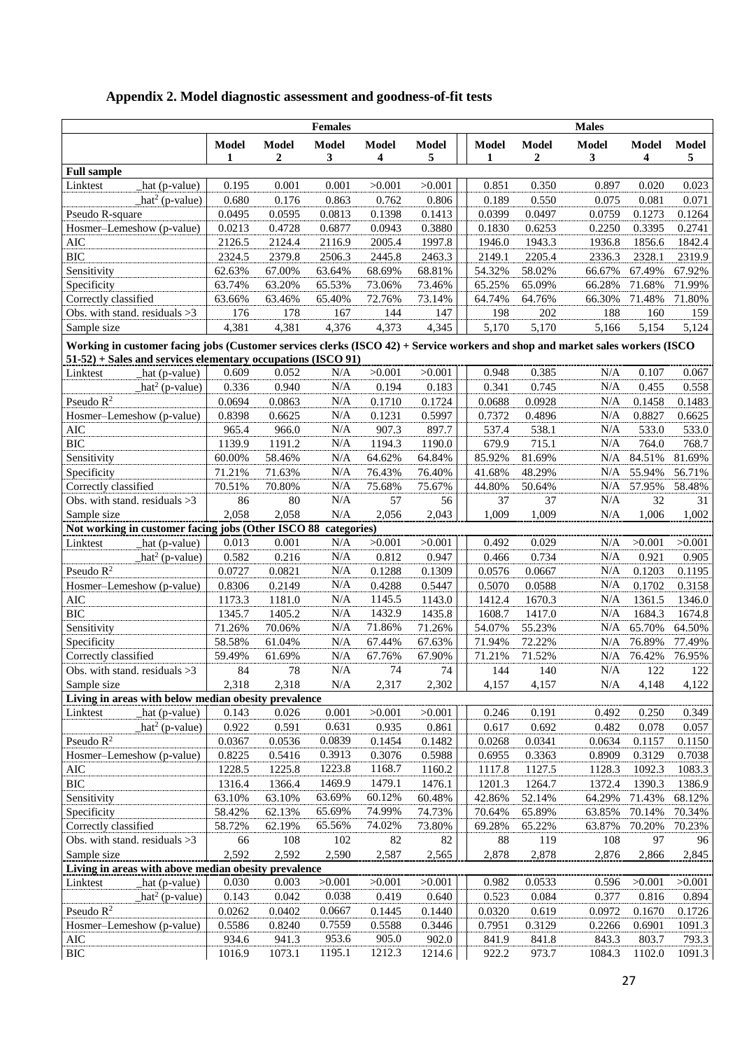## Appendix 2. Model diagnostic assessment and goodness-of-fit tests

| | Females | | | | | Males | | | | |
|---|---|---|---|---|---|---|---|---|---|---|
| | Model 1 | Model 2 | Model 3 | Model 4 | Model 5 | Model 1 | Model 2 | Model 3 | Model 4 | Model 5 |
| **Full sample** | | | | | | | | | | |
| Linktest _hat (p-value) | 0.195 | 0.001 | 0.001 | >0.001 | >0.001 | 0.851 | 0.350 | 0.897 | 0.020 | 0.023 |
| _hat$^2$ (p-value) | 0.680 | 0.176 | 0.863 | 0.762 | 0.806 | 0.189 | 0.550 | 0.075 | 0.081 | 0.071 |
| Pseudo R-square | 0.0495 | 0.0595 | 0.0813 | 0.1398 | 0.1413 | 0.0399 | 0.0497 | 0.0759 | 0.1273 | 0.1264 |
| Hosmer–Lemeshow (p-value) | 0.0213 | 0.4728 | 0.6877 | 0.0943 | 0.3880 | 0.1830 | 0.6253 | 0.2250 | 0.3395 | 0.2741 |
| AIC | 2126.5 | 2124.4 | 2116.9 | 2005.4 | 1997.8 | 1946.0 | 1943.3 | 1936.8 | 1856.6 | 1842.4 |
| BIC | 2324.5 | 2379.8 | 2506.3 | 2445.8 | 2463.3 | 2149.1 | 2205.4 | 2336.3 | 2328.1 | 2319.9 |
| Sensitivity | 62.63% | 67.00% | 63.64% | 68.69% | 68.81% | 54.32% | 58.02% | 66.67% | 67.49% | 67.92% |
| Specificity | 63.74% | 63.20% | 65.53% | 73.06% | 73.46% | 65.25% | 65.09% | 66.28% | 71.68% | 71.99% |
| Correctly classified | 63.66% | 63.46% | 65.40% | 72.76% | 73.14% | 64.74% | 64.76% | 66.30% | 71.48% | 71.80% |
| Obs. with stand. residuals >3 | 176 | 178 | 167 | 144 | 147 | 198 | 202 | 188 | 160 | 159 |
| Sample size | 4,381 | 4,381 | 4,376 | 4,373 | 4,345 | 5,170 | 5,170 | 5,166 | 5,154 | 5,124 |
| **Working in customer facing jobs (Customer services clerks (ISCO 42) + Service workers and shop and market sales workers (ISCO 51-52) + Sales and services elementary occupations (ISCO 91)** | | | | | | | | | | |
| Linktest _hat (p-value) | 0.609 | 0.052 | N/A | >0.001 | >0.001 | 0.948 | 0.385 | N/A | 0.107 | 0.067 |
| _hat$^2$ (p-value) | 0.336 | 0.940 | N/A | 0.194 | 0.183 | 0.341 | 0.745 | N/A | 0.455 | 0.558 |
| Pseudo $R^2$ | 0.0694 | 0.0863 | N/A | 0.1710 | 0.1724 | 0.0688 | 0.0928 | N/A | 0.1458 | 0.1483 |
| Hosmer–Lemeshow (p-value) | 0.8398 | 0.6625 | N/A | 0.1231 | 0.5997 | 0.7372 | 0.4896 | N/A | 0.8827 | 0.6625 |
| AIC | 965.4 | 966.0 | N/A | 907.3 | 897.7 | 537.4 | 538.1 | N/A | 533.0 | 533.0 |
| BIC | 1139.9 | 1191.2 | N/A | 1194.3 | 1190.0 | 679.9 | 715.1 | N/A | 764.0 | 768.7 |
| Sensitivity | 60.00% | 58.46% | N/A | 64.62% | 64.84% | 85.92% | 81.69% | N/A | 84.51% | 81.69% |
| Specificity | 71.21% | 71.63% | N/A | 76.43% | 76.40% | 41.68% | 48.29% | N/A | 55.94% | 56.71% |
| Correctly classified | 70.51% | 70.80% | N/A | 75.68% | 75.67% | 44.80% | 50.64% | N/A | 57.95% | 58.48% |
| Obs. with stand. residuals >3 | 86 | 80 | N/A | 57 | 56 | 37 | 37 | N/A | 32 | 31 |
| Sample size | 2,058 | 2,058 | N/A | 2,056 | 2,043 | 1,009 | 1,009 | N/A | 1,006 | 1,002 |
| **Not working in customer facing jobs (Other ISCO 88 categories)** | | | | | | | | | | |
| Linktest _hat (p-value) | 0.013 | 0.001 | N/A | >0.001 | >0.001 | 0.492 | 0.029 | N/A | >0.001 | >0.001 |
| _hat$^2$ (p-value) | 0.582 | 0.216 | N/A | 0.812 | 0.947 | 0.466 | 0.734 | N/A | 0.921 | 0.905 |
| Pseudo $R^2$ | 0.0727 | 0.0821 | N/A | 0.1288 | 0.1309 | 0.0576 | 0.0667 | N/A | 0.1203 | 0.1195 |
| Hosmer–Lemeshow (p-value) | 0.8306 | 0.2149 | N/A | 0.4288 | 0.5447 | 0.5070 | 0.0588 | N/A | 0.1702 | 0.3158 |
| AIC | 1173.3 | 1181.0 | N/A | 1145.5 | 1143.0 | 1412.4 | 1670.3 | N/A | 1361.5 | 1346.0 |
| BIC | 1345.7 | 1405.2 | N/A | 1432.9 | 1435.8 | 1608.7 | 1417.0 | N/A | 1684.3 | 1674.8 |
| Sensitivity | 71.26% | 70.06% | N/A | 71.86% | 71.26% | 54.07% | 55.23% | N/A | 65.70% | 64.50% |
| Specificity | 58.58% | 61.04% | N/A | 67.44% | 67.63% | 71.94% | 72.22% | N/A | 76.89% | 77.49% |
| Correctly classified | 59.49% | 61.69% | N/A | 67.76% | 67.90% | 71.21% | 71.52% | N/A | 76.42% | 76.95% |
| Obs. with stand. residuals >3 | 84 | 78 | N/A | 74 | 74 | 144 | 140 | N/A | 122 | 122 |
| Sample size | 2,318 | 2,318 | N/A | 2,317 | 2,302 | 4,157 | 4,157 | N/A | 4,148 | 4,122 |
| **Living in areas with below median obesity prevalence** | | | | | | | | | | |
| Linktest _hat (p-value) | 0.143 | 0.026 | 0.001 | >0.001 | >0.001 | 0.246 | 0.191 | 0.492 | 0.250 | 0.349 |
| _hat$^2$ (p-value) | 0.922 | 0.591 | 0.631 | 0.935 | 0.861 | 0.617 | 0.692 | 0.482 | 0.078 | 0.057 |
| Pseudo $R^2$ | 0.0367 | 0.0536 | 0.0839 | 0.1454 | 0.1482 | 0.0268 | 0.0341 | 0.0634 | 0.1157 | 0.1150 |
| Hosmer–Lemeshow (p-value) | 0.8225 | 0.5416 | 0.3913 | 0.3076 | 0.5988 | 0.6955 | 0.3363 | 0.8909 | 0.3129 | 0.7038 |
| AIC | 1228.5 | 1225.8 | 1223.8 | 1168.7 | 1160.2 | 1117.8 | 1127.5 | 1128.3 | 1092.3 | 1083.3 |
| BIC | 1316.4 | 1366.4 | 1469.9 | 1479.1 | 1476.1 | 1201.3 | 1264.7 | 1372.4 | 1390.3 | 1386.9 |
| Sensitivity | 63.10% | 63.10% | 63.69% | 60.12% | 60.48% | 42.86% | 52.14% | 64.29% | 71.43% | 68.12% |
| Specificity | 58.42% | 62.13% | 65.69% | 74.99% | 74.73% | 70.64% | 65.89% | 63.85% | 70.14% | 70.34% |
| Correctly classified | 58.72% | 62.19% | 65.56% | 74.02% | 73.80% | 69.28% | 65.22% | 63.87% | 70.20% | 70.23% |
| Obs. with stand. residuals >3 | 66 | 108 | 102 | 82 | 82 | 88 | 119 | 108 | 97 | 96 |
| Sample size | 2,592 | 2,592 | 2,590 | 2,587 | 2,565 | 2,878 | 2,878 | 2,876 | 2,866 | 2,845 |
| **Living in areas with above median obesity prevalence** | | | | | | | | | | |
| Linktest _hat (p-value) | 0.030 | 0.003 | >0.001 | >0.001 | >0.001 | 0.982 | 0.0533 | 0.596 | >0.001 | >0.001 |
| _hat$^2$ (p-value) | 0.143 | 0.042 | 0.038 | 0.419 | 0.640 | 0.523 | 0.084 | 0.377 | 0.816 | 0.894 |
| Pseudo $R^2$ | 0.0262 | 0.0402 | 0.0667 | 0.1445 | 0.1440 | 0.0320 | 0.619 | 0.0972 | 0.1670 | 0.1726 |
| Hosmer–Lemeshow (p-value) | 0.5586 | 0.8240 | 0.7559 | 0.5588 | 0.3446 | 0.7951 | 0.3129 | 0.2266 | 0.6901 | 1091.3 |
| AIC | 934.6 | 941.3 | 953.6 | 905.0 | 902.0 | 841.9 | 841.8 | 843.3 | 803.7 | 793.3 |
| BIC | 1016.9 | 1073.1 | 1195.1 | 1212.3 | 1214.6 | 922.2 | 973.7 | 1084.3 | 1102.0 | 1091.3 |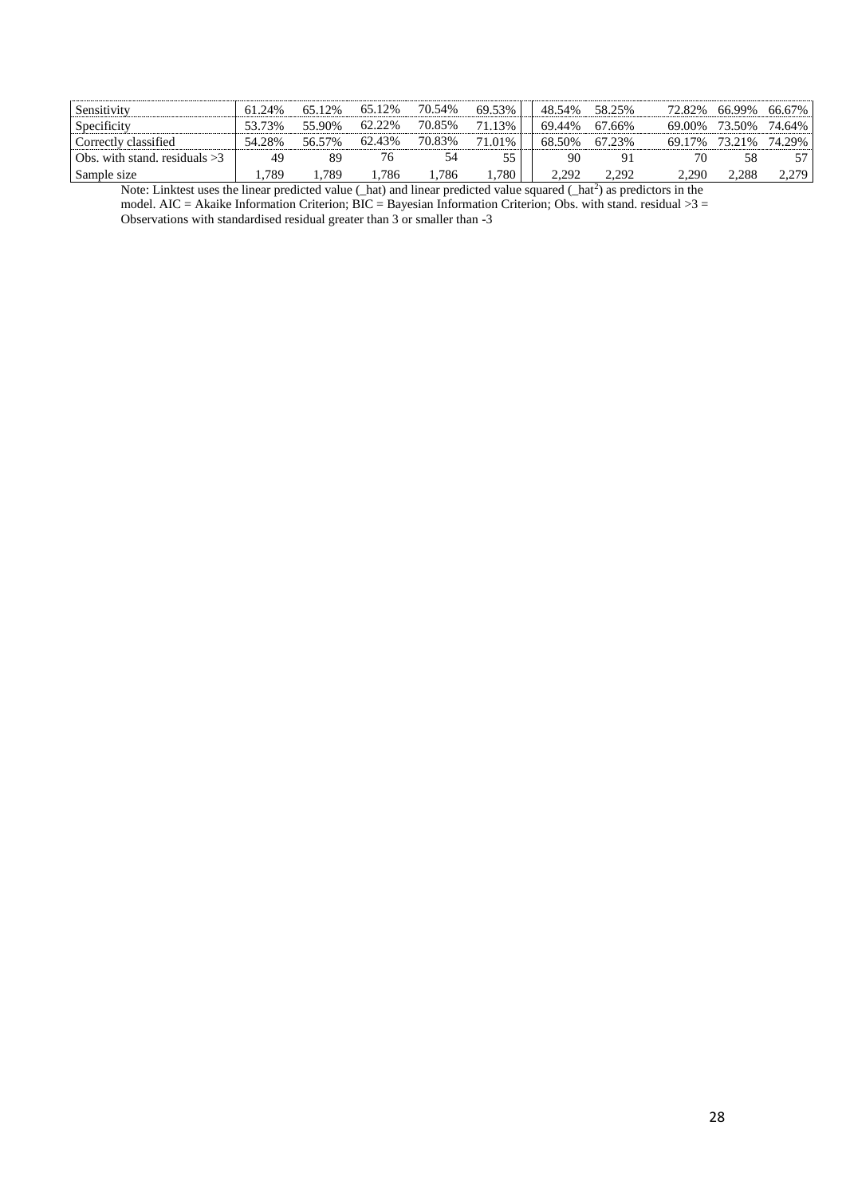| | | | | | | | | | | |
|---|---|---|---|---|---|---|---|---|---|---|
| Sensitivity | 61.24% | 65.12% | 65.12% | 70.54% | 69.53% | 48.54% | 58.25% | 72.82% | 66.99% | 66.67% |
| Specificity | 53.73% | 55.90% | 62.22% | 70.85% | 71.13% | 69.44% | 67.66% | 69.00% | 73.50% | 74.64% |
| Correctly classified | 54.28% | 56.57% | 62.43% | 70.83% | 71.01% | 68.50% | 67.23% | 69.17% | 73.21% | 74.29% |
| Obs. with stand. residuals >3 | 49 | 89 | 76 | 54 | 55 | 90 | 91 | 70 | 58 | 57 |
| Sample size | 1,789 | 1,789 | 1,786 | 1,786 | 1,780 | 2,292 | 2,292 | 2,290 | 2,288 | 2,279 |

Note: Linktest uses the linear predicted value (_hat) and linear predicted value squared ($\_hat^2$) as predictors in the model. AIC = Akaike Information Criterion; BIC = Bayesian Information Criterion; Obs. with stand. residual >3 = Observations with standardised residual greater than 3 or smaller than -3